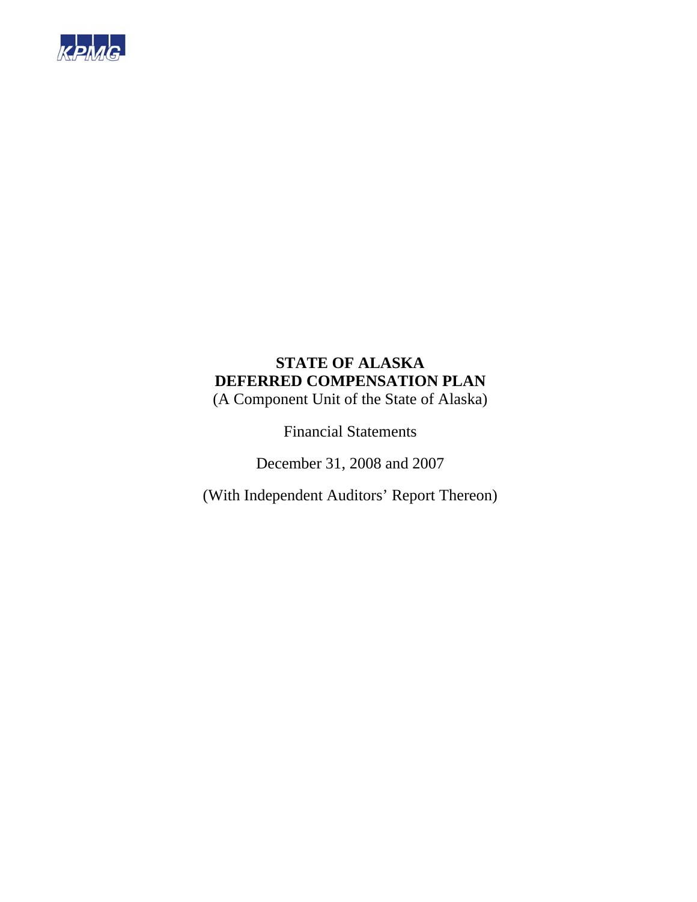KPMG

# STATE OF ALASKA
# DEFERRED COMPENSATION PLAN

(A Component Unit of the State of Alaska)

Financial Statements

December 31, 2008 and 2007

(With Independent Auditors' Report Thereon)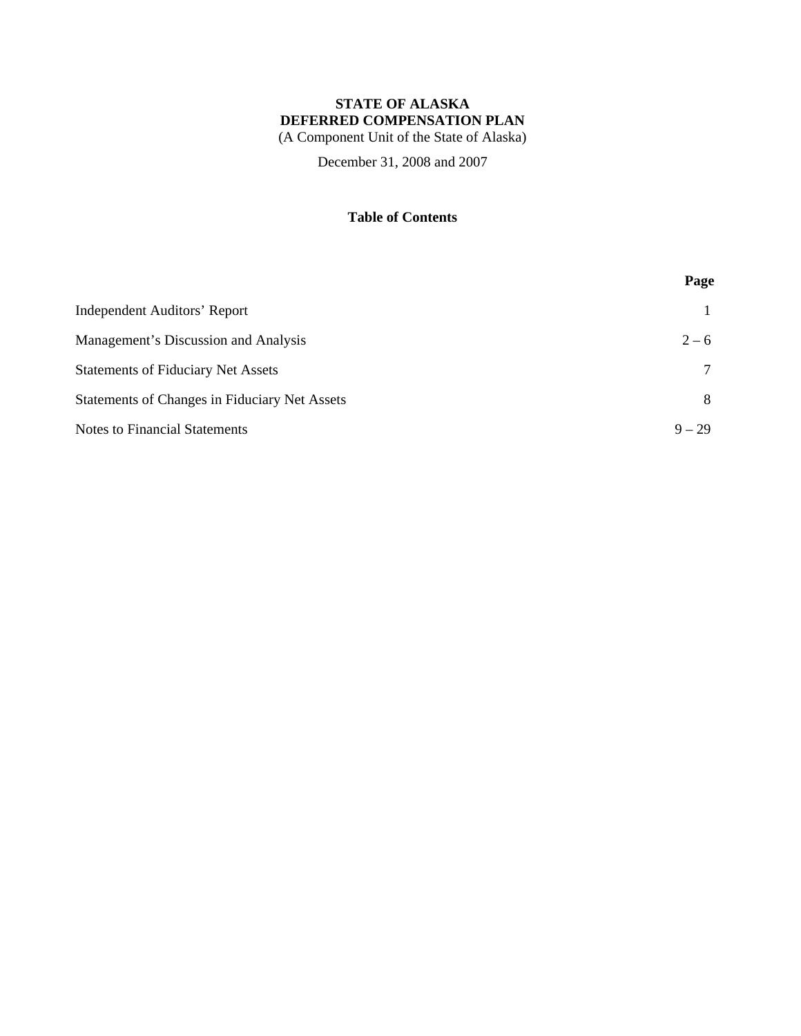**STATE OF ALASKA**
**DEFERRED COMPENSATION PLAN**
(A Component Unit of the State of Alaska)

December 31, 2008 and 2007

**Table of Contents**

| | Page |
|---|---|
| Independent Auditors' Report | 1 |
| Management's Discussion and Analysis | 2 – 6 |
| Statements of Fiduciary Net Assets | 7 |
| Statements of Changes in Fiduciary Net Assets | 8 |
| Notes to Financial Statements | 9 – 29 |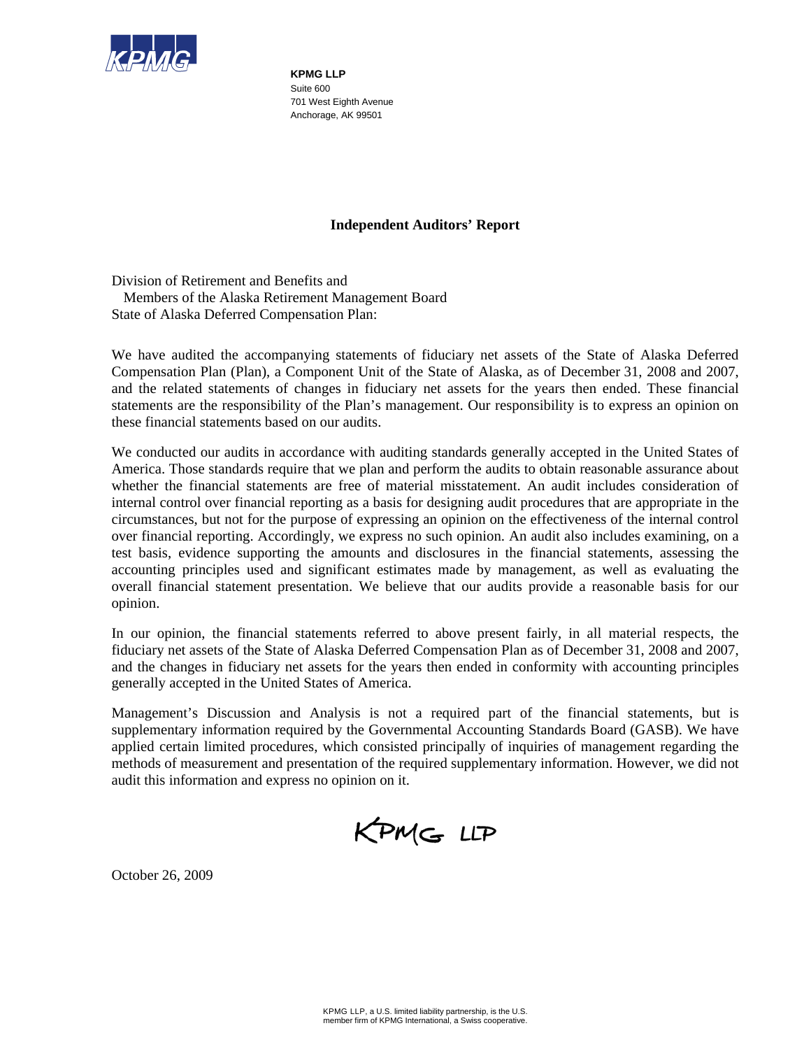**KPMG LLP**
Suite 600
701 West Eighth Avenue
Anchorage, AK 99501

## Independent Auditors' Report

Division of Retirement and Benefits and
Members of the Alaska Retirement Management Board
State of Alaska Deferred Compensation Plan:

We have audited the accompanying statements of fiduciary net assets of the State of Alaska Deferred Compensation Plan (Plan), a Component Unit of the State of Alaska, as of December 31, 2008 and 2007, and the related statements of changes in fiduciary net assets for the years then ended. These financial statements are the responsibility of the Plan's management. Our responsibility is to express an opinion on these financial statements based on our audits.

We conducted our audits in accordance with auditing standards generally accepted in the United States of America. Those standards require that we plan and perform the audits to obtain reasonable assurance about whether the financial statements are free of material misstatement. An audit includes consideration of internal control over financial reporting as a basis for designing audit procedures that are appropriate in the circumstances, but not for the purpose of expressing an opinion on the effectiveness of the internal control over financial reporting. Accordingly, we express no such opinion. An audit also includes examining, on a test basis, evidence supporting the amounts and disclosures in the financial statements, assessing the accounting principles used and significant estimates made by management, as well as evaluating the overall financial statement presentation. We believe that our audits provide a reasonable basis for our opinion.

In our opinion, the financial statements referred to above present fairly, in all material respects, the fiduciary net assets of the State of Alaska Deferred Compensation Plan as of December 31, 2008 and 2007, and the changes in fiduciary net assets for the years then ended in conformity with accounting principles generally accepted in the United States of America.

Management's Discussion and Analysis is not a required part of the financial statements, but is supplementary information required by the Governmental Accounting Standards Board (GASB). We have applied certain limited procedures, which consisted principally of inquiries of management regarding the methods of measurement and presentation of the required supplementary information. However, we did not audit this information and express no opinion on it.

KPMG LLP

October 26, 2009

KPMG LLP, a U.S. limited liability partnership, is the U.S. member firm of KPMG International, a Swiss cooperative.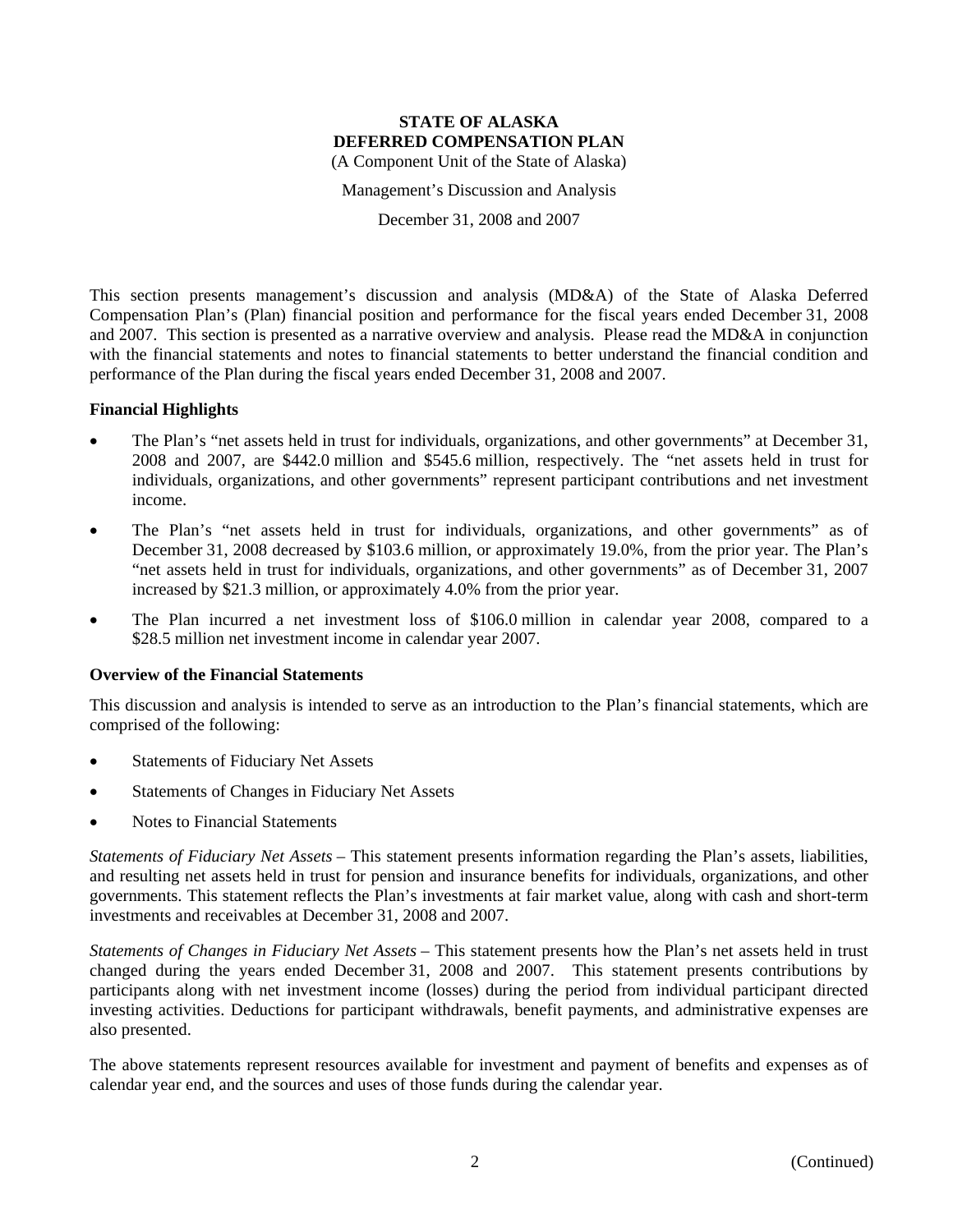**STATE OF ALASKA**
**DEFERRED COMPENSATION PLAN**
(A Component Unit of the State of Alaska)

Management's Discussion and Analysis

December 31, 2008 and 2007

This section presents management's discussion and analysis (MD&A) of the State of Alaska Deferred Compensation Plan's (Plan) financial position and performance for the fiscal years ended December 31, 2008 and 2007. This section is presented as a narrative overview and analysis. Please read the MD&A in conjunction with the financial statements and notes to financial statements to better understand the financial condition and performance of the Plan during the fiscal years ended December 31, 2008 and 2007.

### Financial Highlights

- The Plan's "net assets held in trust for individuals, organizations, and other governments" at December 31, 2008 and 2007, are $442.0 million and $545.6 million, respectively. The "net assets held in trust for individuals, organizations, and other governments" represent participant contributions and net investment income.
- The Plan's "net assets held in trust for individuals, organizations, and other governments" as of December 31, 2008 decreased by $103.6 million, or approximately 19.0%, from the prior year. The Plan's "net assets held in trust for individuals, organizations, and other governments" as of December 31, 2007 increased by $21.3 million, or approximately 4.0% from the prior year.
- The Plan incurred a net investment loss of $106.0 million in calendar year 2008, compared to a $28.5 million net investment income in calendar year 2007.

### Overview of the Financial Statements

This discussion and analysis is intended to serve as an introduction to the Plan's financial statements, which are comprised of the following:

- Statements of Fiduciary Net Assets
- Statements of Changes in Fiduciary Net Assets
- Notes to Financial Statements

*Statements of Fiduciary Net Assets* – This statement presents information regarding the Plan's assets, liabilities, and resulting net assets held in trust for pension and insurance benefits for individuals, organizations, and other governments. This statement reflects the Plan's investments at fair market value, along with cash and short-term investments and receivables at December 31, 2008 and 2007.

*Statements of Changes in Fiduciary Net Assets* – This statement presents how the Plan's net assets held in trust changed during the years ended December 31, 2008 and 2007. This statement presents contributions by participants along with net investment income (losses) during the period from individual participant directed investing activities. Deductions for participant withdrawals, benefit payments, and administrative expenses are also presented.

The above statements represent resources available for investment and payment of benefits and expenses as of calendar year end, and the sources and uses of those funds during the calendar year.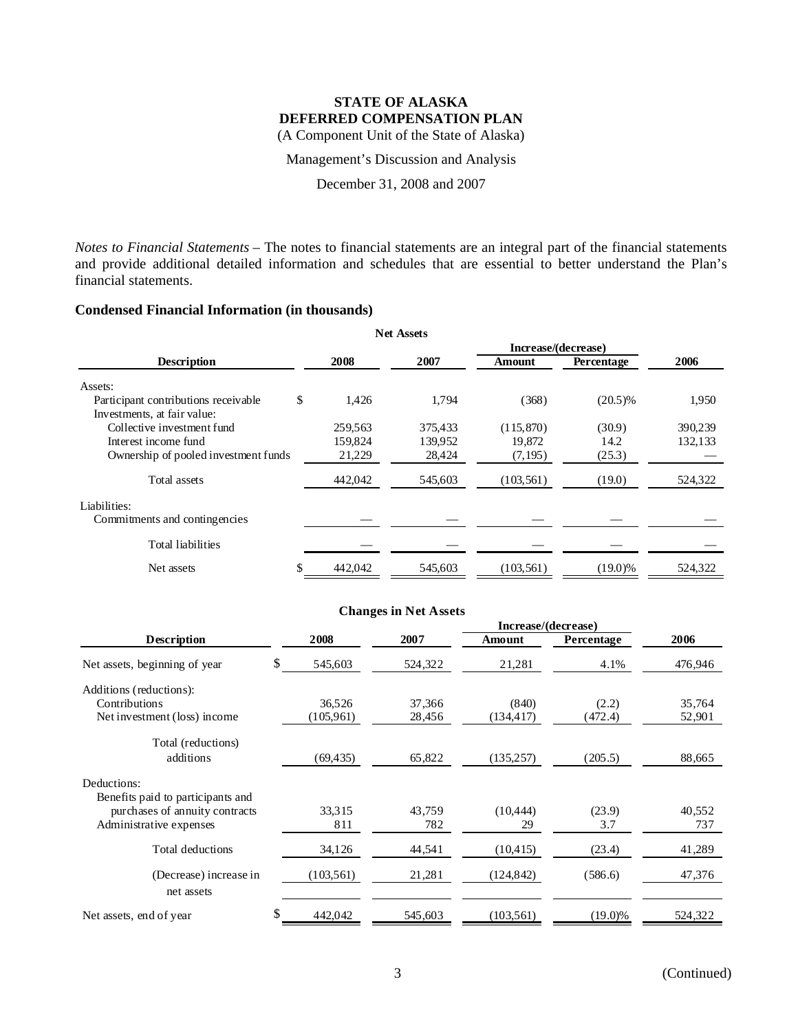# STATE OF ALASKA
# DEFERRED COMPENSATION PLAN

(A Component Unit of the State of Alaska)

Management's Discussion and Analysis

December 31, 2008 and 2007

*Notes to Financial Statements* – The notes to financial statements are an integral part of the financial statements and provide additional detailed information and schedules that are essential to better understand the Plan's financial statements.

### Condensed Financial Information (in thousands)

**Net Assets**

| Description | 2008 | 2007 | Increase/(decrease) Amount | Increase/(decrease) Percentage | 2006 |
|---|---|---|---|---|---|
| Assets: | | | | | |
| Participant contributions receivable | $ 1,426 | 1,794 | (368) | (20.5)% | 1,950 |
| Investments, at fair value: | | | | | |
| Collective investment fund | 259,563 | 375,433 | (115,870) | (30.9) | 390,239 |
| Interest income fund | 159,824 | 139,952 | 19,872 | 14.2 | 132,133 |
| Ownership of pooled investment funds | 21,229 | 28,424 | (7,195) | (25.3) | — |
| Total assets | 442,042 | 545,603 | (103,561) | (19.0) | 524,322 |
| Liabilities: | | | | | |
| Commitments and contingencies | — | — | — | — | — |
| Total liabilities | — | — | — | — | — |
| Net assets | $ 442,042 | 545,603 | (103,561) | (19.0)% | 524,322 |

**Changes in Net Assets**

| Description | 2008 | 2007 | Increase/(decrease) Amount | Increase/(decrease) Percentage | 2006 |
|---|---|---|---|---|---|
| Net assets, beginning of year | $ 545,603 | 524,322 | 21,281 | 4.1% | 476,946 |
| Additions (reductions): | | | | | |
| Contributions | 36,526 | 37,366 | (840) | (2.2) | 35,764 |
| Net investment (loss) income | (105,961) | 28,456 | (134,417) | (472.4) | 52,901 |
| Total (reductions) additions | (69,435) | 65,822 | (135,257) | (205.5) | 88,665 |
| Deductions: | | | | | |
| Benefits paid to participants and purchases of annuity contracts | 33,315 | 43,759 | (10,444) | (23.9) | 40,552 |
| Administrative expenses | 811 | 782 | 29 | 3.7 | 737 |
| Total deductions | 34,126 | 44,541 | (10,415) | (23.4) | 41,289 |
| (Decrease) increase in net assets | (103,561) | 21,281 | (124,842) | (586.6) | 47,376 |
| Net assets, end of year | $ 442,042 | 545,603 | (103,561) | (19.0)% | 524,322 |

(Continued)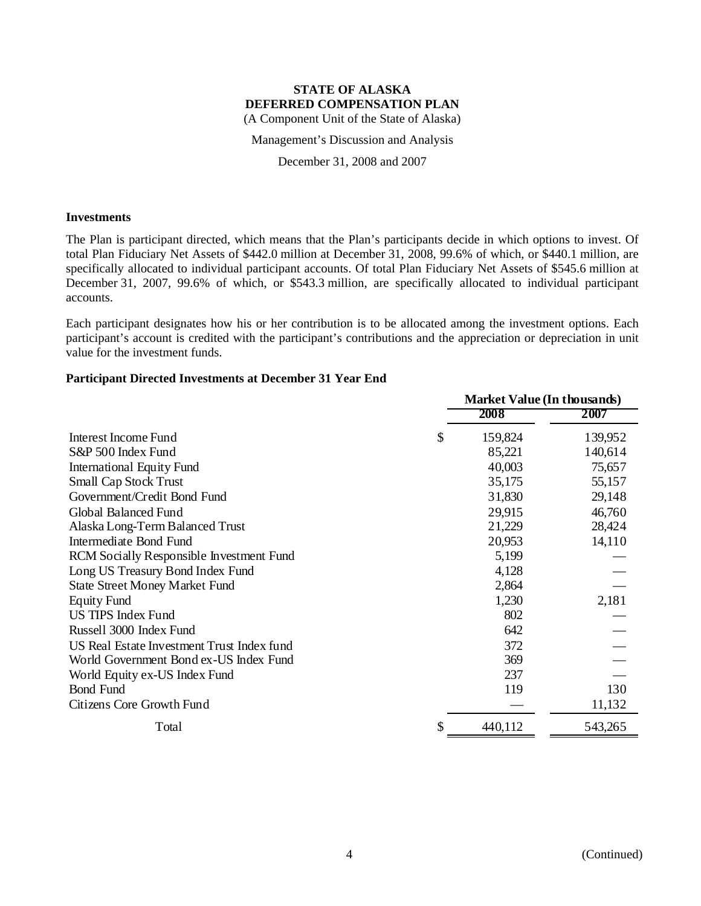**STATE OF ALASKA**
**DEFERRED COMPENSATION PLAN**
(A Component Unit of the State of Alaska)

Management's Discussion and Analysis

December 31, 2008 and 2007

### Investments

The Plan is participant directed, which means that the Plan's participants decide in which options to invest. Of total Plan Fiduciary Net Assets of \$442.0 million at December 31, 2008, 99.6% of which, or \$440.1 million, are specifically allocated to individual participant accounts. Of total Plan Fiduciary Net Assets of \$545.6 million at December 31, 2007, 99.6% of which, or \$543.3 million, are specifically allocated to individual participant accounts.

Each participant designates how his or her contribution is to be allocated among the investment options. Each participant's account is credited with the participant's contributions and the appreciation or depreciation in unit value for the investment funds.

### Participant Directed Investments at December 31 Year End

| | Market Value (In thousands) | |
|---|---|---|
| | 2008 | 2007 |
| Interest Income Fund | $ 159,824 | 139,952 |
| S&P 500 Index Fund | 85,221 | 140,614 |
| International Equity Fund | 40,003 | 75,657 |
| Small Cap Stock Trust | 35,175 | 55,157 |
| Government/Credit Bond Fund | 31,830 | 29,148 |
| Global Balanced Fund | 29,915 | 46,760 |
| Alaska Long-Term Balanced Trust | 21,229 | 28,424 |
| Intermediate Bond Fund | 20,953 | 14,110 |
| RCM Socially Responsible Investment Fund | 5,199 | — |
| Long US Treasury Bond Index Fund | 4,128 | — |
| State Street Money Market Fund | 2,864 | — |
| Equity Fund | 1,230 | 2,181 |
| US TIPS Index Fund | 802 | — |
| Russell 3000 Index Fund | 642 | — |
| US Real Estate Investment Trust Index fund | 372 | — |
| World Government Bond ex-US Index Fund | 369 | — |
| World Equity ex-US Index Fund | 237 | — |
| Bond Fund | 119 | 130 |
| Citizens Core Growth Fund | — | 11,132 |
| Total | $ 440,112 | 543,265 |

(Continued)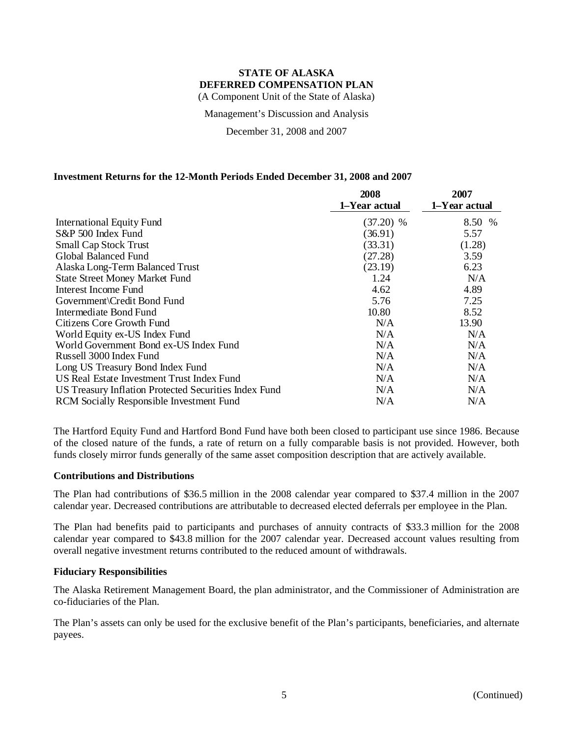# STATE OF ALASKA
# DEFERRED COMPENSATION PLAN

(A Component Unit of the State of Alaska)

Management's Discussion and Analysis

December 31, 2008 and 2007

### Investment Returns for the 12-Month Periods Ended December 31, 2008 and 2007

| | 2008<br>1–Year actual | 2007<br>1–Year actual |
|---|---|---|
| International Equity Fund | (37.20) % | 8.50 % |
| S&P 500 Index Fund | (36.91) | 5.57 |
| Small Cap Stock Trust | (33.31) | (1.28) |
| Global Balanced Fund | (27.28) | 3.59 |
| Alaska Long-Term Balanced Trust | (23.19) | 6.23 |
| State Street Money Market Fund | 1.24 | N/A |
| Interest Income Fund | 4.62 | 4.89 |
| Government\Credit Bond Fund | 5.76 | 7.25 |
| Intermediate Bond Fund | 10.80 | 8.52 |
| Citizens Core Growth Fund | N/A | 13.90 |
| World Equity ex-US Index Fund | N/A | N/A |
| World Government Bond ex-US Index Fund | N/A | N/A |
| Russell 3000 Index Fund | N/A | N/A |
| Long US Treasury Bond Index Fund | N/A | N/A |
| US Real Estate Investment Trust Index Fund | N/A | N/A |
| US Treasury Inflation Protected Securities Index Fund | N/A | N/A |
| RCM Socially Responsible Investment Fund | N/A | N/A |

The Hartford Equity Fund and Hartford Bond Fund have both been closed to participant use since 1986. Because of the closed nature of the funds, a rate of return on a fully comparable basis is not provided. However, both funds closely mirror funds generally of the same asset composition description that are actively available.

### Contributions and Distributions

The Plan had contributions of $36.5 million in the 2008 calendar year compared to $37.4 million in the 2007 calendar year. Decreased contributions are attributable to decreased elected deferrals per employee in the Plan.

The Plan had benefits paid to participants and purchases of annuity contracts of $33.3 million for the 2008 calendar year compared to $43.8 million for the 2007 calendar year. Decreased account values resulting from overall negative investment returns contributed to the reduced amount of withdrawals.

### Fiduciary Responsibilities

The Alaska Retirement Management Board, the plan administrator, and the Commissioner of Administration are co-fiduciaries of the Plan.

The Plan's assets can only be used for the exclusive benefit of the Plan's participants, beneficiaries, and alternate payees.

(Continued)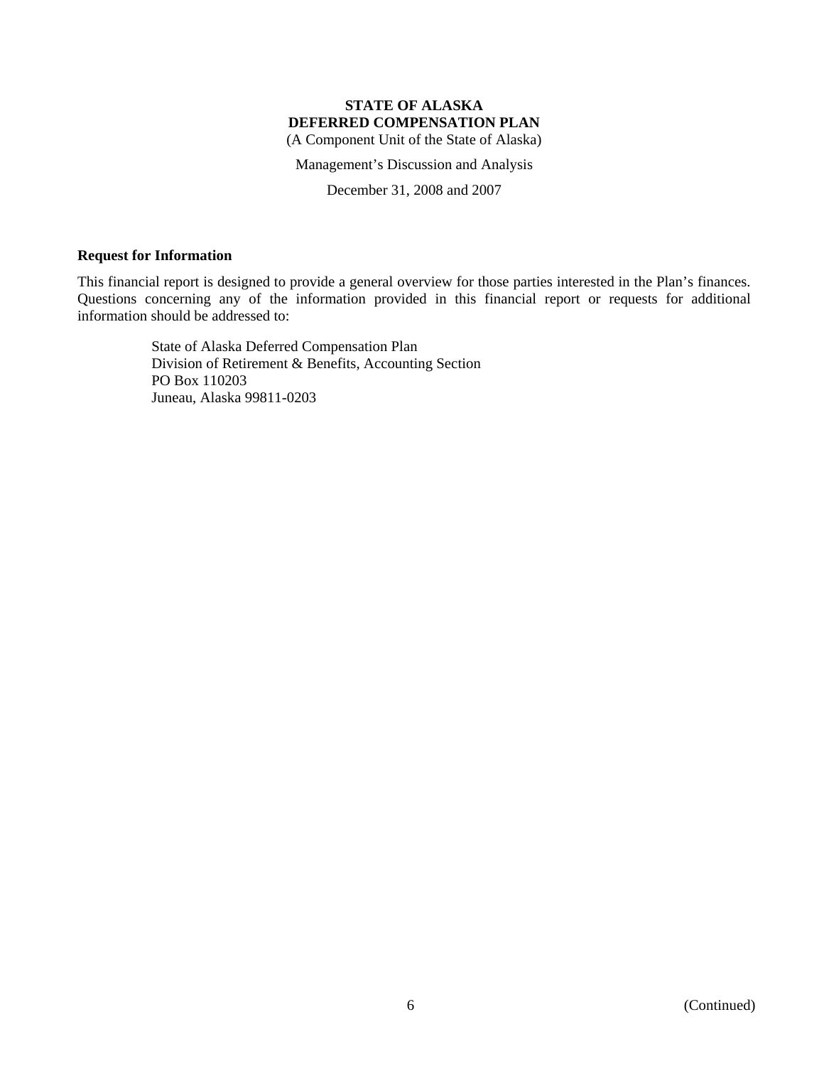**STATE OF ALASKA**
**DEFERRED COMPENSATION PLAN**
(A Component Unit of the State of Alaska)

Management's Discussion and Analysis

December 31, 2008 and 2007

**Request for Information**

This financial report is designed to provide a general overview for those parties interested in the Plan's finances. Questions concerning any of the information provided in this financial report or requests for additional information should be addressed to:

State of Alaska Deferred Compensation Plan
Division of Retirement & Benefits, Accounting Section
PO Box 110203
Juneau, Alaska 99811-0203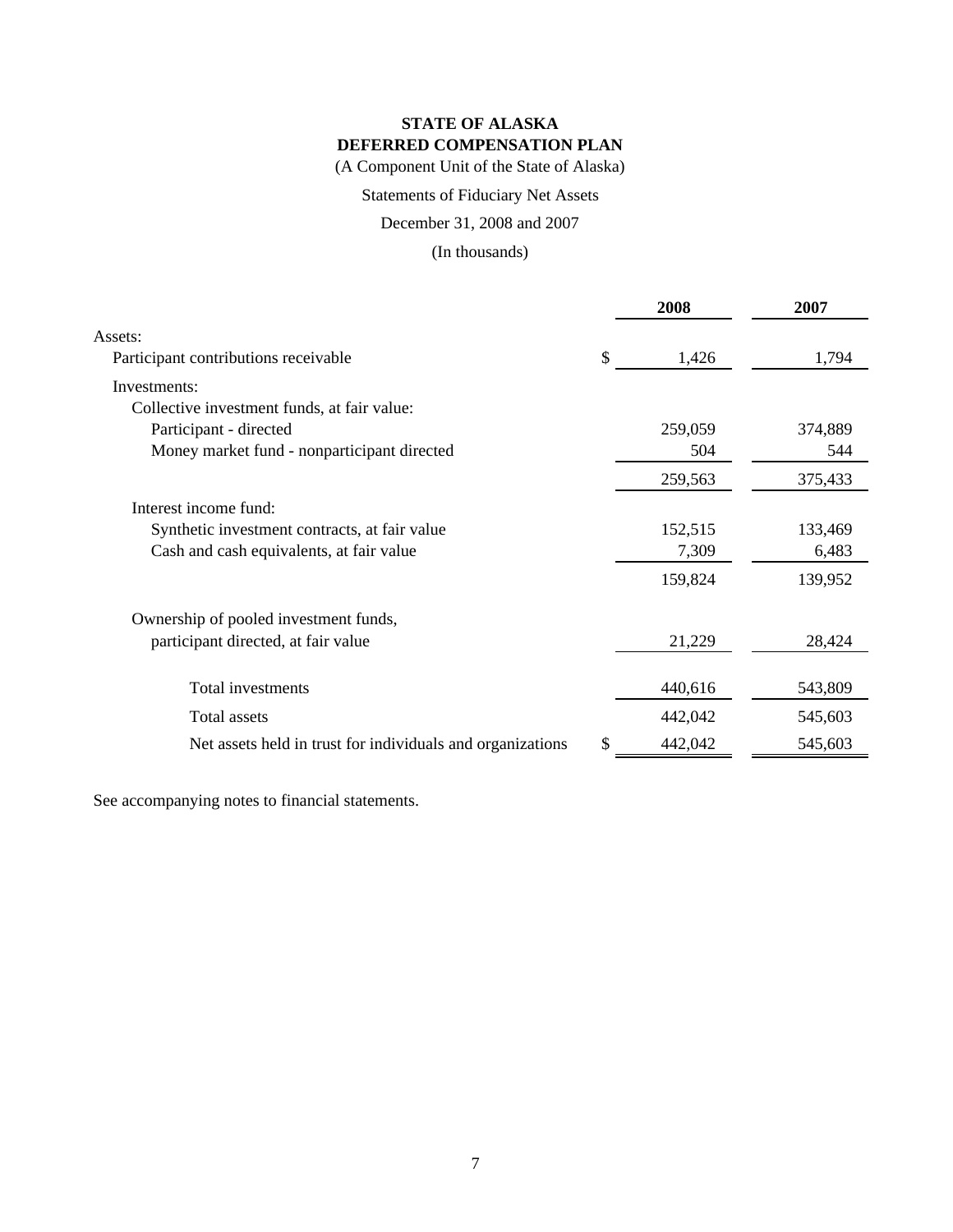# STATE OF ALASKA
# DEFERRED COMPENSATION PLAN

(A Component Unit of the State of Alaska)

Statements of Fiduciary Net Assets

December 31, 2008 and 2007

(In thousands)

| | | 2008 | 2007 |
|---|---|---|---|
| Assets: | | | |
| Participant contributions receivable | $ | 1,426 | 1,794 |
| Investments: | | | |
| Collective investment funds, at fair value: | | | |
| Participant - directed | | 259,059 | 374,889 |
| Money market fund - nonparticipant directed | | 504 | 544 |
| | | 259,563 | 375,433 |
| Interest income fund: | | | |
| Synthetic investment contracts, at fair value | | 152,515 | 133,469 |
| Cash and cash equivalents, at fair value | | 7,309 | 6,483 |
| | | 159,824 | 139,952 |
| Ownership of pooled investment funds, participant directed, at fair value | | 21,229 | 28,424 |
| Total investments | | 440,616 | 543,809 |
| Total assets | | 442,042 | 545,603 |
| Net assets held in trust for individuals and organizations | $ | 442,042 | 545,603 |

See accompanying notes to financial statements.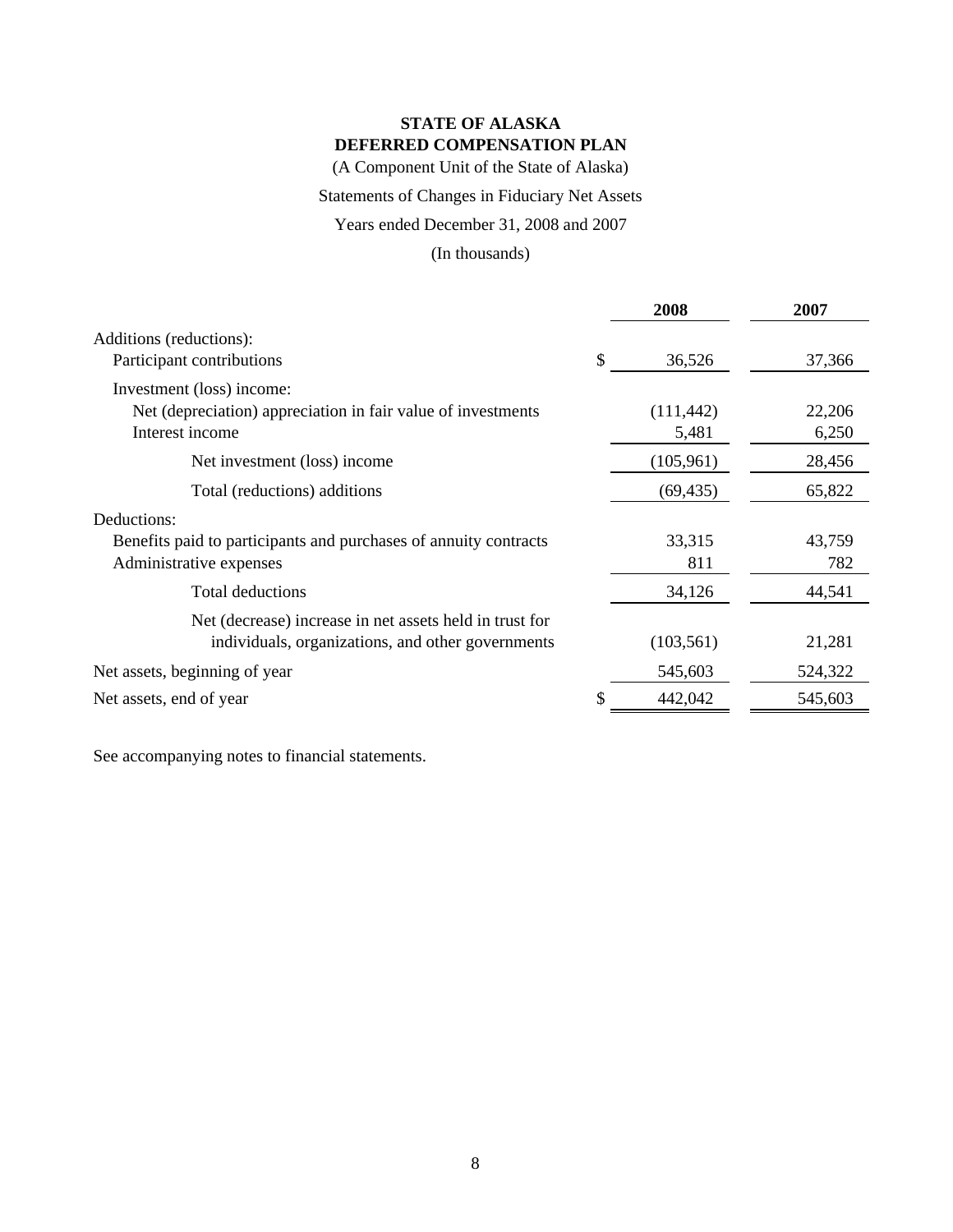**STATE OF ALASKA**
**DEFERRED COMPENSATION PLAN**

(A Component Unit of the State of Alaska)

Statements of Changes in Fiduciary Net Assets

Years ended December 31, 2008 and 2007

(In thousands)

| | | 2008 | 2007 |
|---|---|---|---|
| Additions (reductions): | | | |
| Participant contributions | $ | 36,526 | 37,366 |
| Investment (loss) income: | | | |
| Net (depreciation) appreciation in fair value of investments | | (111,442) | 22,206 |
| Interest income | | 5,481 | 6,250 |
| Net investment (loss) income | | (105,961) | 28,456 |
| Total (reductions) additions | | (69,435) | 65,822 |
| Deductions: | | | |
| Benefits paid to participants and purchases of annuity contracts | | 33,315 | 43,759 |
| Administrative expenses | | 811 | 782 |
| Total deductions | | 34,126 | 44,541 |
| Net (decrease) increase in net assets held in trust for individuals, organizations, and other governments | | (103,561) | 21,281 |
| Net assets, beginning of year | | 545,603 | 524,322 |
| Net assets, end of year | $ | 442,042 | 545,603 |

See accompanying notes to financial statements.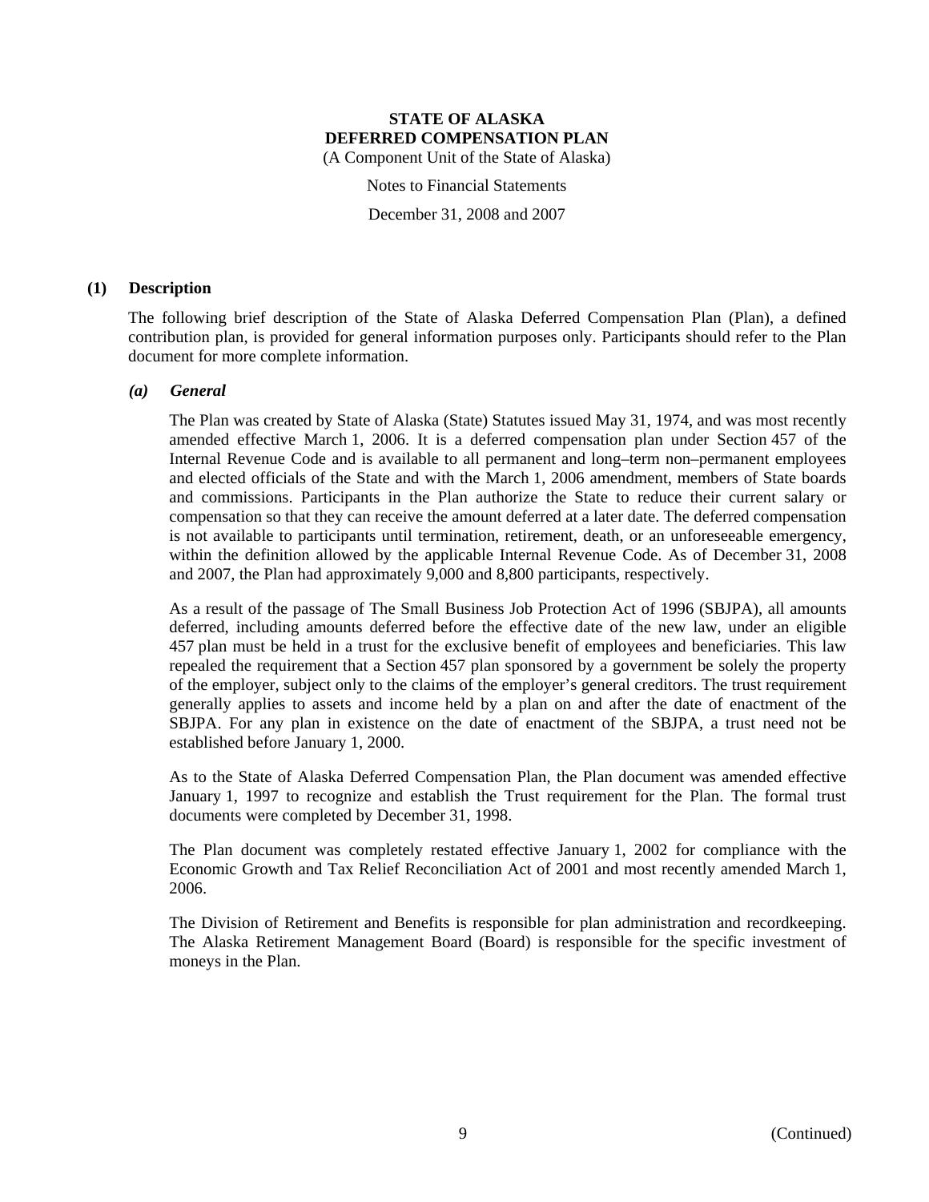# STATE OF ALASKA
# DEFERRED COMPENSATION PLAN

(A Component Unit of the State of Alaska)

Notes to Financial Statements

December 31, 2008 and 2007

## (1) Description

The following brief description of the State of Alaska Deferred Compensation Plan (Plan), a defined contribution plan, is provided for general information purposes only. Participants should refer to the Plan document for more complete information.

### *(a) General*

The Plan was created by State of Alaska (State) Statutes issued May 31, 1974, and was most recently amended effective March 1, 2006. It is a deferred compensation plan under Section 457 of the Internal Revenue Code and is available to all permanent and long–term non–permanent employees and elected officials of the State and with the March 1, 2006 amendment, members of State boards and commissions. Participants in the Plan authorize the State to reduce their current salary or compensation so that they can receive the amount deferred at a later date. The deferred compensation is not available to participants until termination, retirement, death, or an unforeseeable emergency, within the definition allowed by the applicable Internal Revenue Code. As of December 31, 2008 and 2007, the Plan had approximately 9,000 and 8,800 participants, respectively.

As a result of the passage of The Small Business Job Protection Act of 1996 (SBJPA), all amounts deferred, including amounts deferred before the effective date of the new law, under an eligible 457 plan must be held in a trust for the exclusive benefit of employees and beneficiaries. This law repealed the requirement that a Section 457 plan sponsored by a government be solely the property of the employer, subject only to the claims of the employer's general creditors. The trust requirement generally applies to assets and income held by a plan on and after the date of enactment of the SBJPA. For any plan in existence on the date of enactment of the SBJPA, a trust need not be established before January 1, 2000.

As to the State of Alaska Deferred Compensation Plan, the Plan document was amended effective January 1, 1997 to recognize and establish the Trust requirement for the Plan. The formal trust documents were completed by December 31, 1998.

The Plan document was completely restated effective January 1, 2002 for compliance with the Economic Growth and Tax Relief Reconciliation Act of 2001 and most recently amended March 1, 2006.

The Division of Retirement and Benefits is responsible for plan administration and recordkeeping. The Alaska Retirement Management Board (Board) is responsible for the specific investment of moneys in the Plan.

(Continued)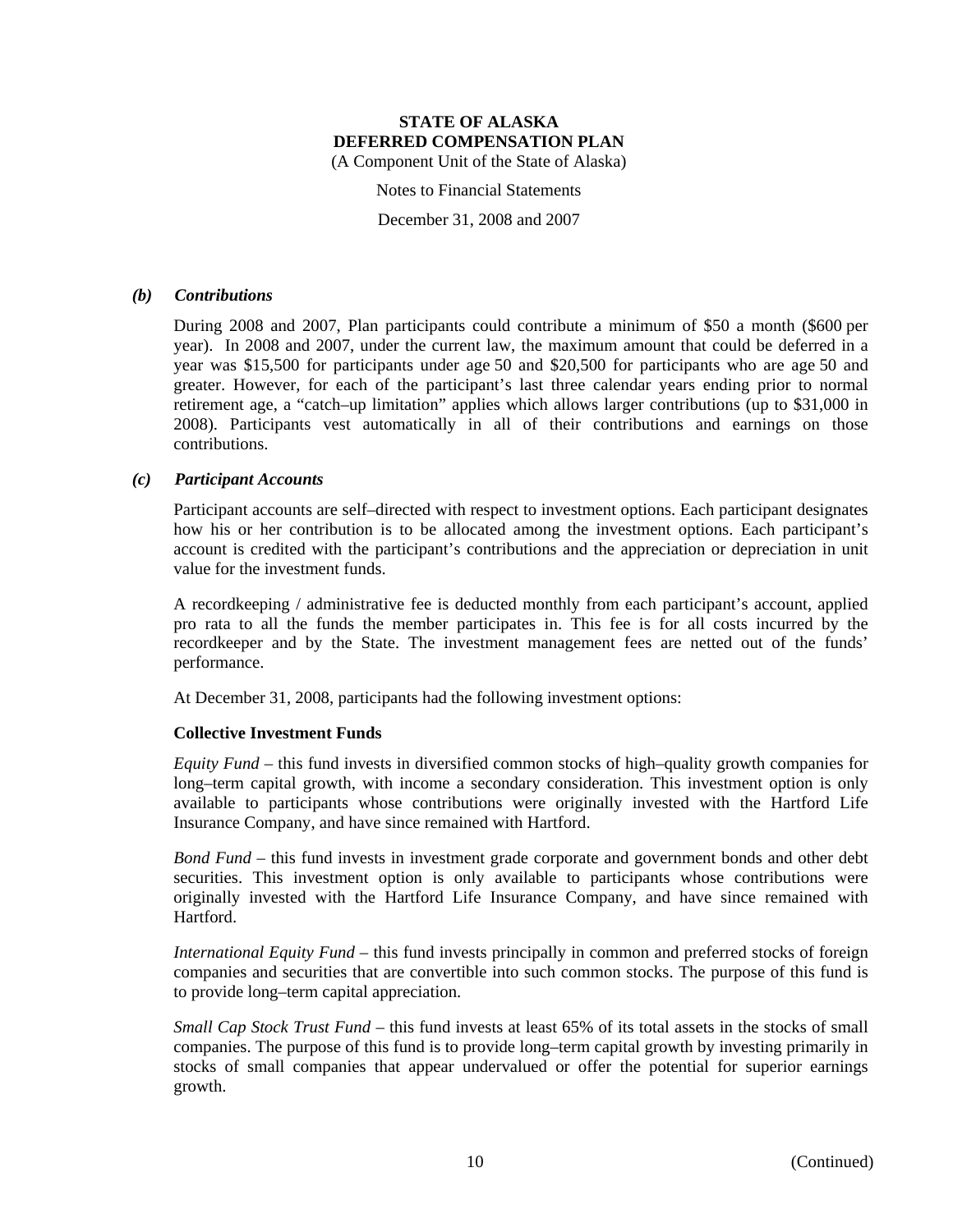### *(b) Contributions*

During 2008 and 2007, Plan participants could contribute a minimum of \$50 a month (\$600 per year). In 2008 and 2007, under the current law, the maximum amount that could be deferred in a year was \$15,500 for participants under age 50 and \$20,500 for participants who are age 50 and greater. However, for each of the participant's last three calendar years ending prior to normal retirement age, a "catch–up limitation" applies which allows larger contributions (up to \$31,000 in 2008). Participants vest automatically in all of their contributions and earnings on those contributions.

### *(c) Participant Accounts*

Participant accounts are self–directed with respect to investment options. Each participant designates how his or her contribution is to be allocated among the investment options. Each participant's account is credited with the participant's contributions and the appreciation or depreciation in unit value for the investment funds.

A recordkeeping / administrative fee is deducted monthly from each participant's account, applied pro rata to all the funds the member participates in. This fee is for all costs incurred by the recordkeeper and by the State. The investment management fees are netted out of the funds' performance.

At December 31, 2008, participants had the following investment options:

**Collective Investment Funds**

*Equity Fund* – this fund invests in diversified common stocks of high–quality growth companies for long–term capital growth, with income a secondary consideration. This investment option is only available to participants whose contributions were originally invested with the Hartford Life Insurance Company, and have since remained with Hartford.

*Bond Fund* – this fund invests in investment grade corporate and government bonds and other debt securities. This investment option is only available to participants whose contributions were originally invested with the Hartford Life Insurance Company, and have since remained with Hartford.

*International Equity Fund* – this fund invests principally in common and preferred stocks of foreign companies and securities that are convertible into such common stocks. The purpose of this fund is to provide long–term capital appreciation.

*Small Cap Stock Trust Fund* – this fund invests at least 65% of its total assets in the stocks of small companies. The purpose of this fund is to provide long–term capital growth by investing primarily in stocks of small companies that appear undervalued or offer the potential for superior earnings growth.

(Continued)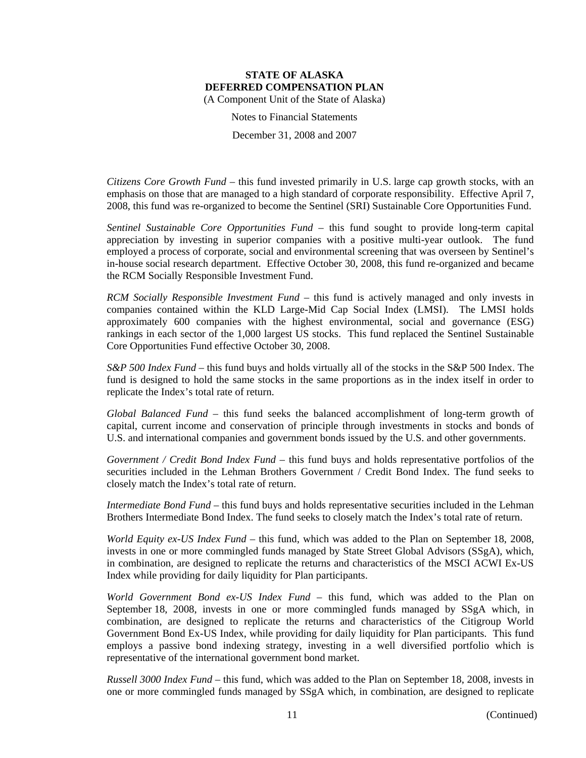*Citizens Core Growth Fund* – this fund invested primarily in U.S. large cap growth stocks, with an emphasis on those that are managed to a high standard of corporate responsibility. Effective April 7, 2008, this fund was re-organized to become the Sentinel (SRI) Sustainable Core Opportunities Fund.

*Sentinel Sustainable Core Opportunities Fund* – this fund sought to provide long-term capital appreciation by investing in superior companies with a positive multi-year outlook. The fund employed a process of corporate, social and environmental screening that was overseen by Sentinel's in-house social research department. Effective October 30, 2008, this fund re-organized and became the RCM Socially Responsible Investment Fund.

*RCM Socially Responsible Investment Fund* – this fund is actively managed and only invests in companies contained within the KLD Large-Mid Cap Social Index (LMSI). The LMSI holds approximately 600 companies with the highest environmental, social and governance (ESG) rankings in each sector of the 1,000 largest US stocks. This fund replaced the Sentinel Sustainable Core Opportunities Fund effective October 30, 2008.

*S&P 500 Index Fund* – this fund buys and holds virtually all of the stocks in the S&P 500 Index. The fund is designed to hold the same stocks in the same proportions as in the index itself in order to replicate the Index's total rate of return.

*Global Balanced Fund* – this fund seeks the balanced accomplishment of long-term growth of capital, current income and conservation of principle through investments in stocks and bonds of U.S. and international companies and government bonds issued by the U.S. and other governments.

*Government / Credit Bond Index Fund* – this fund buys and holds representative portfolios of the securities included in the Lehman Brothers Government / Credit Bond Index. The fund seeks to closely match the Index's total rate of return.

*Intermediate Bond Fund* – this fund buys and holds representative securities included in the Lehman Brothers Intermediate Bond Index. The fund seeks to closely match the Index's total rate of return.

*World Equity ex-US Index Fund* – this fund, which was added to the Plan on September 18, 2008, invests in one or more commingled funds managed by State Street Global Advisors (SSgA), which, in combination, are designed to replicate the returns and characteristics of the MSCI ACWI Ex-US Index while providing for daily liquidity for Plan participants.

*World Government Bond ex-US Index Fund* – this fund, which was added to the Plan on September 18, 2008, invests in one or more commingled funds managed by SSgA which, in combination, are designed to replicate the returns and characteristics of the Citigroup World Government Bond Ex-US Index, while providing for daily liquidity for Plan participants. This fund employs a passive bond indexing strategy, investing in a well diversified portfolio which is representative of the international government bond market.

*Russell 3000 Index Fund* – this fund, which was added to the Plan on September 18, 2008, invests in one or more commingled funds managed by SSgA which, in combination, are designed to replicate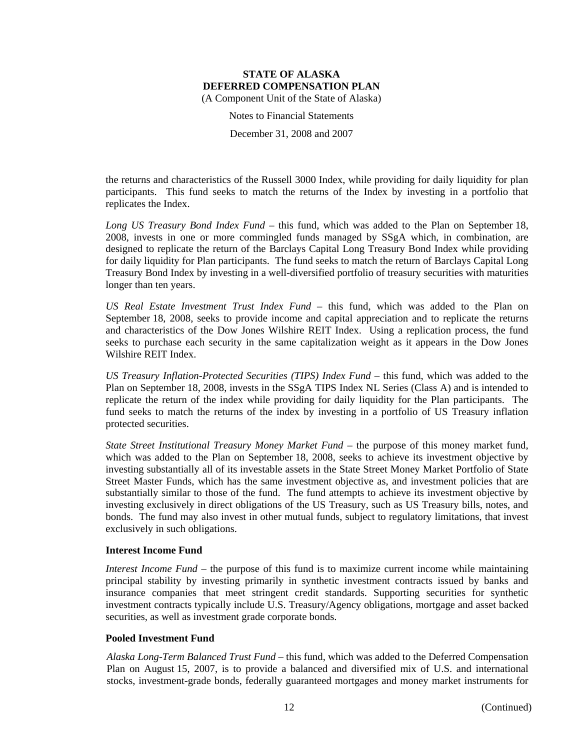the returns and characteristics of the Russell 3000 Index, while providing for daily liquidity for plan participants. This fund seeks to match the returns of the Index by investing in a portfolio that replicates the Index.

*Long US Treasury Bond Index Fund* – this fund, which was added to the Plan on September 18, 2008, invests in one or more commingled funds managed by SSgA which, in combination, are designed to replicate the return of the Barclays Capital Long Treasury Bond Index while providing for daily liquidity for Plan participants. The fund seeks to match the return of Barclays Capital Long Treasury Bond Index by investing in a well-diversified portfolio of treasury securities with maturities longer than ten years.

*US Real Estate Investment Trust Index Fund* – this fund, which was added to the Plan on September 18, 2008, seeks to provide income and capital appreciation and to replicate the returns and characteristics of the Dow Jones Wilshire REIT Index. Using a replication process, the fund seeks to purchase each security in the same capitalization weight as it appears in the Dow Jones Wilshire REIT Index.

*US Treasury Inflation-Protected Securities (TIPS) Index Fund* – this fund, which was added to the Plan on September 18, 2008, invests in the SSgA TIPS Index NL Series (Class A) and is intended to replicate the return of the index while providing for daily liquidity for the Plan participants. The fund seeks to match the returns of the index by investing in a portfolio of US Treasury inflation protected securities.

*State Street Institutional Treasury Money Market Fund* – the purpose of this money market fund, which was added to the Plan on September 18, 2008, seeks to achieve its investment objective by investing substantially all of its investable assets in the State Street Money Market Portfolio of State Street Master Funds, which has the same investment objective as, and investment policies that are substantially similar to those of the fund. The fund attempts to achieve its investment objective by investing exclusively in direct obligations of the US Treasury, such as US Treasury bills, notes, and bonds. The fund may also invest in other mutual funds, subject to regulatory limitations, that invest exclusively in such obligations.

**Interest Income Fund**

*Interest Income Fund* – the purpose of this fund is to maximize current income while maintaining principal stability by investing primarily in synthetic investment contracts issued by banks and insurance companies that meet stringent credit standards. Supporting securities for synthetic investment contracts typically include U.S. Treasury/Agency obligations, mortgage and asset backed securities, as well as investment grade corporate bonds.

**Pooled Investment Fund**

*Alaska Long-Term Balanced Trust Fund* – this fund, which was added to the Deferred Compensation Plan on August 15, 2007, is to provide a balanced and diversified mix of U.S. and international stocks, investment-grade bonds, federally guaranteed mortgages and money market instruments for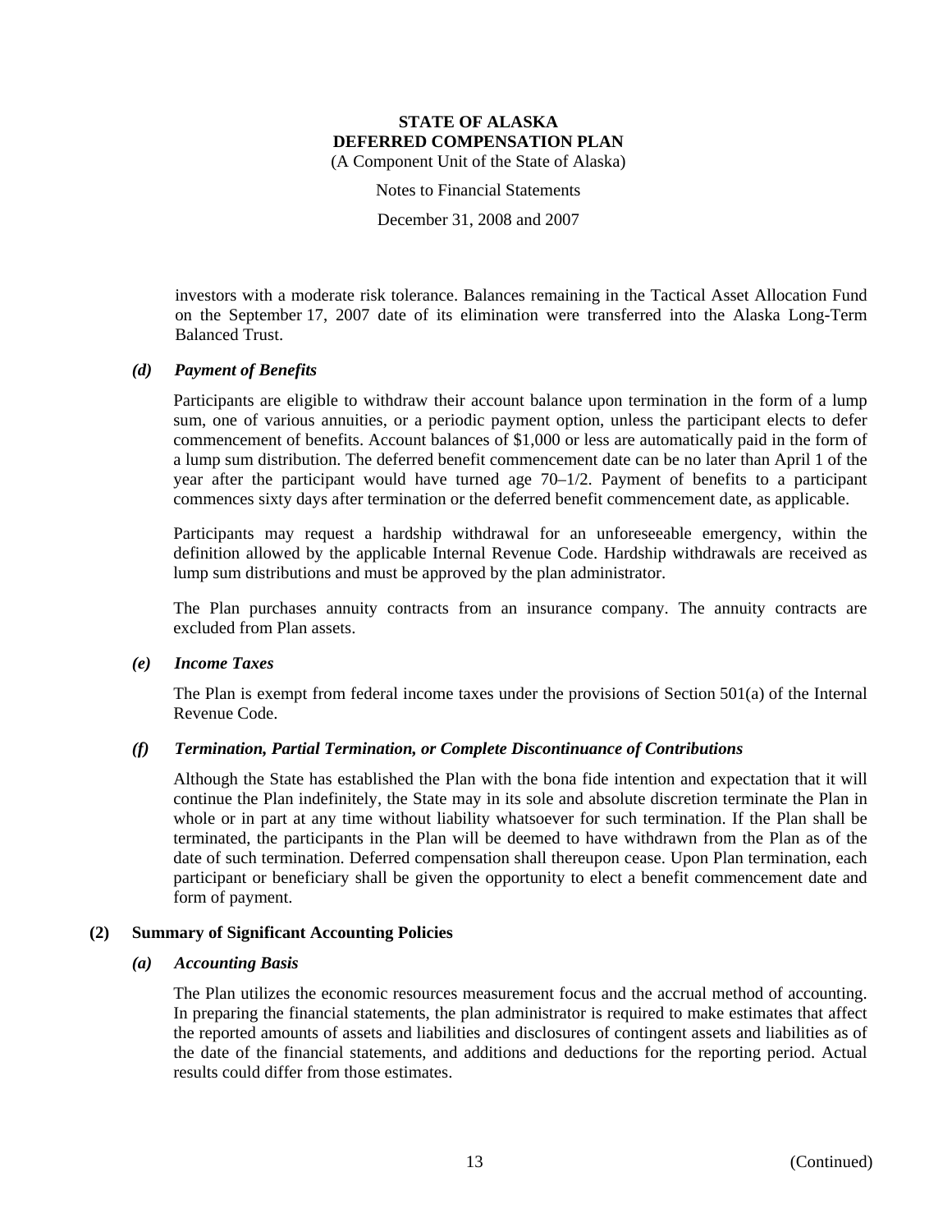investors with a moderate risk tolerance. Balances remaining in the Tactical Asset Allocation Fund on the September 17, 2007 date of its elimination were transferred into the Alaska Long-Term Balanced Trust.

### *(d) Payment of Benefits*

Participants are eligible to withdraw their account balance upon termination in the form of a lump sum, one of various annuities, or a periodic payment option, unless the participant elects to defer commencement of benefits. Account balances of $1,000 or less are automatically paid in the form of a lump sum distribution. The deferred benefit commencement date can be no later than April 1 of the year after the participant would have turned age 70–1/2. Payment of benefits to a participant commences sixty days after termination or the deferred benefit commencement date, as applicable.

Participants may request a hardship withdrawal for an unforeseeable emergency, within the definition allowed by the applicable Internal Revenue Code. Hardship withdrawals are received as lump sum distributions and must be approved by the plan administrator.

The Plan purchases annuity contracts from an insurance company. The annuity contracts are excluded from Plan assets.

### *(e) Income Taxes*

The Plan is exempt from federal income taxes under the provisions of Section 501(a) of the Internal Revenue Code.

### *(f) Termination, Partial Termination, or Complete Discontinuance of Contributions*

Although the State has established the Plan with the bona fide intention and expectation that it will continue the Plan indefinitely, the State may in its sole and absolute discretion terminate the Plan in whole or in part at any time without liability whatsoever for such termination. If the Plan shall be terminated, the participants in the Plan will be deemed to have withdrawn from the Plan as of the date of such termination. Deferred compensation shall thereupon cease. Upon Plan termination, each participant or beneficiary shall be given the opportunity to elect a benefit commencement date and form of payment.

## (2) Summary of Significant Accounting Policies

### *(a) Accounting Basis*

The Plan utilizes the economic resources measurement focus and the accrual method of accounting. In preparing the financial statements, the plan administrator is required to make estimates that affect the reported amounts of assets and liabilities and disclosures of contingent assets and liabilities as of the date of the financial statements, and additions and deductions for the reporting period. Actual results could differ from those estimates.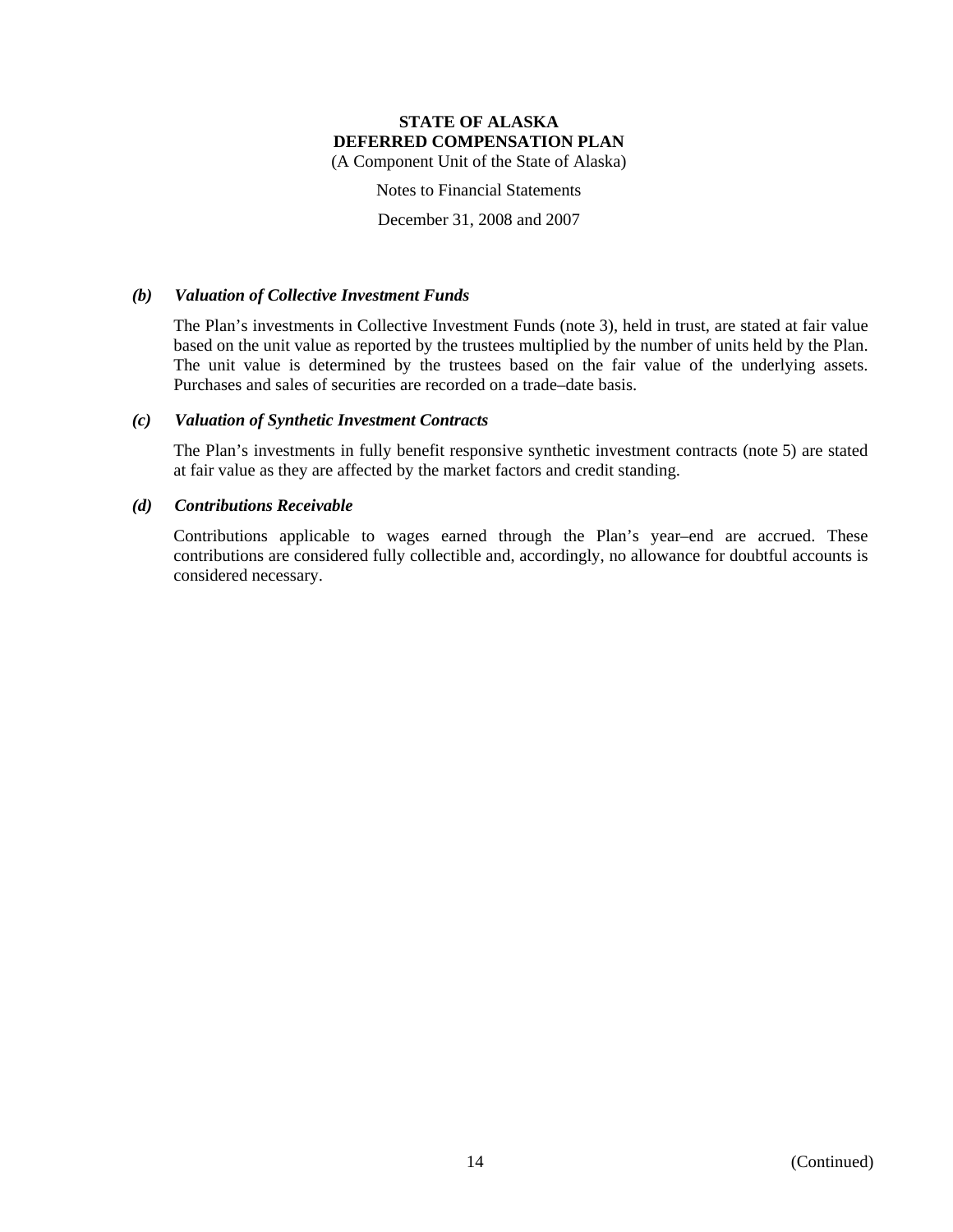**STATE OF ALASKA**
**DEFERRED COMPENSATION PLAN**
(A Component Unit of the State of Alaska)

Notes to Financial Statements

December 31, 2008 and 2007

### *(b) Valuation of Collective Investment Funds*

The Plan's investments in Collective Investment Funds (note 3), held in trust, are stated at fair value based on the unit value as reported by the trustees multiplied by the number of units held by the Plan. The unit value is determined by the trustees based on the fair value of the underlying assets. Purchases and sales of securities are recorded on a trade–date basis.

### *(c) Valuation of Synthetic Investment Contracts*

The Plan's investments in fully benefit responsive synthetic investment contracts (note 5) are stated at fair value as they are affected by the market factors and credit standing.

### *(d) Contributions Receivable*

Contributions applicable to wages earned through the Plan's year–end are accrued. These contributions are considered fully collectible and, accordingly, no allowance for doubtful accounts is considered necessary.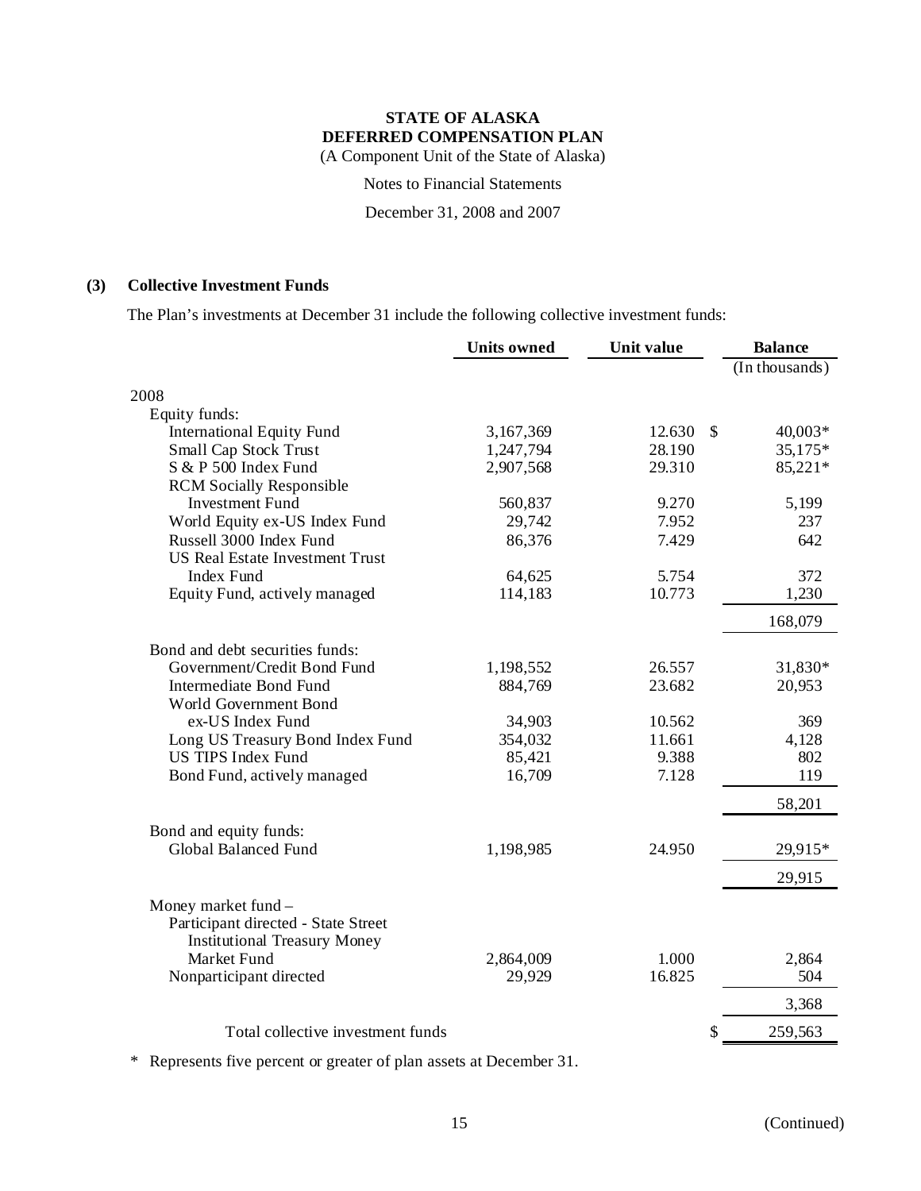**STATE OF ALASKA**
**DEFERRED COMPENSATION PLAN**
(A Component Unit of the State of Alaska)

Notes to Financial Statements

December 31, 2008 and 2007

## (3) Collective Investment Funds

The Plan's investments at December 31 include the following collective investment funds:

| | Units owned | Unit value | Balance (In thousands) |
|---|---|---|---|
| 2008 | | | |
| Equity funds: | | | |
| International Equity Fund | 3,167,369 | 12.630 | $ 40,003* |
| Small Cap Stock Trust | 1,247,794 | 28.190 | 35,175* |
| S & P 500 Index Fund | 2,907,568 | 29.310 | 85,221* |
| RCM Socially Responsible Investment Fund | 560,837 | 9.270 | 5,199 |
| World Equity ex-US Index Fund | 29,742 | 7.952 | 237 |
| Russell 3000 Index Fund | 86,376 | 7.429 | 642 |
| US Real Estate Investment Trust Index Fund | 64,625 | 5.754 | 372 |
| Equity Fund, actively managed | 114,183 | 10.773 | 1,230 |
| | | | 168,079 |
| Bond and debt securities funds: | | | |
| Government/Credit Bond Fund | 1,198,552 | 26.557 | 31,830* |
| Intermediate Bond Fund | 884,769 | 23.682 | 20,953 |
| World Government Bond ex-US Index Fund | 34,903 | 10.562 | 369 |
| Long US Treasury Bond Index Fund | 354,032 | 11.661 | 4,128 |
| US TIPS Index Fund | 85,421 | 9.388 | 802 |
| Bond Fund, actively managed | 16,709 | 7.128 | 119 |
| | | | 58,201 |
| Bond and equity funds: | | | |
| Global Balanced Fund | 1,198,985 | 24.950 | 29,915* |
| | | | 29,915 |
| Money market fund – | | | |
| Participant directed - State Street Institutional Treasury Money Market Fund | 2,864,009 | 1.000 | 2,864 |
| Nonparticipant directed | 29,929 | 16.825 | 504 |
| | | | 3,368 |
| Total collective investment funds | | | $ 259,563 |

\* Represents five percent or greater of plan assets at December 31.

(Continued)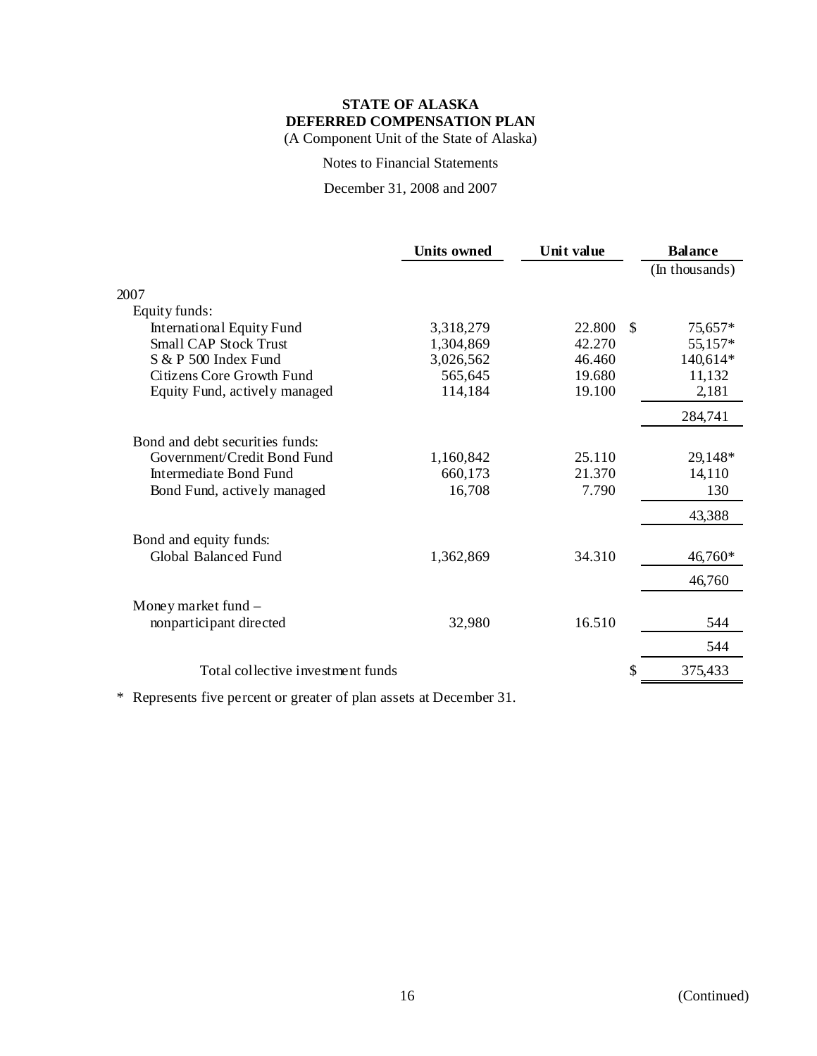**STATE OF ALASKA**
**DEFERRED COMPENSATION PLAN**
(A Component Unit of the State of Alaska)

Notes to Financial Statements

December 31, 2008 and 2007

| | Units owned | Unit value | Balance (In thousands) |
|---|---|---|---|
| 2007 | | | |
| Equity funds: | | | |
| International Equity Fund | 3,318,279 | 22.800 | $ 75,657* |
| Small CAP Stock Trust | 1,304,869 | 42.270 | 55,157* |
| S & P 500 Index Fund | 3,026,562 | 46.460 | 140,614* |
| Citizens Core Growth Fund | 565,645 | 19.680 | 11,132 |
| Equity Fund, actively managed | 114,184 | 19.100 | 2,181 |
| | | | 284,741 |
| Bond and debt securities funds: | | | |
| Government/Credit Bond Fund | 1,160,842 | 25.110 | 29,148* |
| Intermediate Bond Fund | 660,173 | 21.370 | 14,110 |
| Bond Fund, actively managed | 16,708 | 7.790 | 130 |
| | | | 43,388 |
| Bond and equity funds: | | | |
| Global Balanced Fund | 1,362,869 | 34.310 | 46,760* |
| | | | 46,760 |
| Money market fund – nonparticipant directed | 32,980 | 16.510 | 544 |
| | | | 544 |
| Total collective investment funds | | | $ 375,433 |

\* Represents five percent or greater of plan assets at December 31.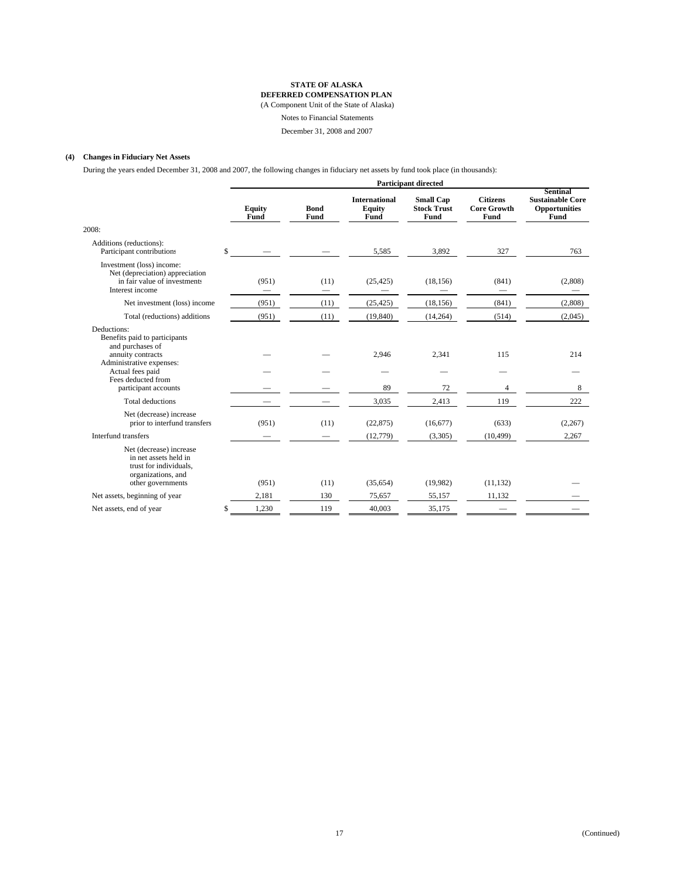**STATE OF ALASKA**
**DEFERRED COMPENSATION PLAN**
(A Component Unit of the State of Alaska)
Notes to Financial Statements
December 31, 2008 and 2007

**(4) Changes in Fiduciary Net Assets**

During the years ended December 31, 2008 and 2007, the following changes in fiduciary net assets by fund took place (in thousands):

| | Participant directed | | | | | |
|---|---|---|---|---|---|---|
| | **Equity Fund** | **Bond Fund** | **International Equity Fund** | **Small Cap Stock Trust Fund** | **Citizens Core Growth Fund** | **Sentinal Sustainable Core Opportunities Fund** |
| 2008: | | | | | | |
| Additions (reductions): | | | | | | |
| Participant contributions | $ — | — | 5,585 | 3,892 | 327 | 763 |
| Investment (loss) income: | | | | | | |
| Net (depreciation) appreciation in fair value of investments | (951) | (11) | (25,425) | (18,156) | (841) | (2,808) |
| Interest income | — | — | — | — | — | — |
| Net investment (loss) income | (951) | (11) | (25,425) | (18,156) | (841) | (2,808) |
| Total (reductions) additions | (951) | (11) | (19,840) | (14,264) | (514) | (2,045) |
| Deductions: | | | | | | |
| Benefits paid to participants and purchases of annuity contracts | — | — | 2,946 | 2,341 | 115 | 214 |
| Administrative expenses: | | | | | | |
| Actual fees paid | — | — | — | — | — | — |
| Fees deducted from participant accounts | — | — | 89 | 72 | 4 | 8 |
| Total deductions | — | — | 3,035 | 2,413 | 119 | 222 |
| Net (decrease) increase prior to interfund transfers | (951) | (11) | (22,875) | (16,677) | (633) | (2,267) |
| Interfund transfers | — | — | (12,779) | (3,305) | (10,499) | 2,267 |
| Net (decrease) increase in net assets held in trust for individuals, organizations, and other governments | (951) | (11) | (35,654) | (19,982) | (11,132) | — |
| Net assets, beginning of year | 2,181 | 130 | 75,657 | 55,157 | 11,132 | — |
| Net assets, end of year | $ 1,230 | 119 | 40,003 | 35,175 | — | — |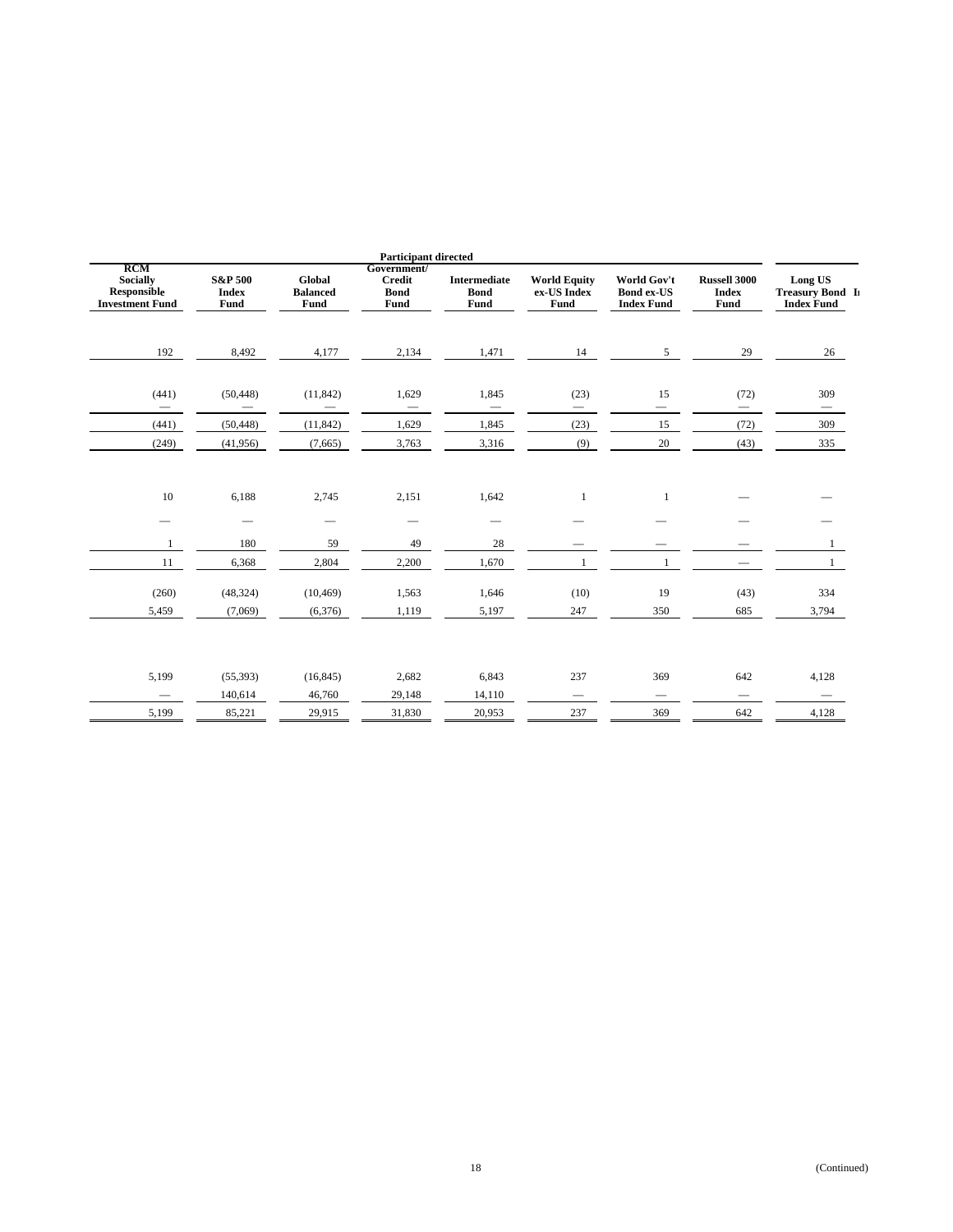| Participant directed | | | | | | | | |
|---|---|---|---|---|---|---|---|---|
| RCM Socially Responsible Investment Fund | S&P 500 Index Fund | Global Balanced Fund | Government/ Credit Bond Fund | Intermediate Bond Fund | World Equity ex-US Index Fund | World Gov't Bond ex-US Index Fund | Russell 3000 Index Fund | Long US Treasury Bond Index Fund |
| 192 | 8,492 | 4,177 | 2,134 | 1,471 | 14 | 5 | 29 | 26 |
| (441) | (50,448) | (11,842) | 1,629 | 1,845 | (23) | 15 | (72) | 309 |
| — | — | — | — | — | — | — | — | — |
| (441) | (50,448) | (11,842) | 1,629 | 1,845 | (23) | 15 | (72) | 309 |
| (249) | (41,956) | (7,665) | 3,763 | 3,316 | (9) | 20 | (43) | 335 |
| 10 | 6,188 | 2,745 | 2,151 | 1,642 | 1 | 1 | — | — |
| — | — | — | — | — | — | — | — | — |
| 1 | 180 | 59 | 49 | 28 | — | — | — | 1 |
| 11 | 6,368 | 2,804 | 2,200 | 1,670 | 1 | 1 | — | 1 |
| (260) | (48,324) | (10,469) | 1,563 | 1,646 | (10) | 19 | (43) | 334 |
| 5,459 | (7,069) | (6,376) | 1,119 | 5,197 | 247 | 350 | 685 | 3,794 |
| 5,199 | (55,393) | (16,845) | 2,682 | 6,843 | 237 | 369 | 642 | 4,128 |
| — | 140,614 | 46,760 | 29,148 | 14,110 | — | — | — | — |
| 5,199 | 85,221 | 29,915 | 31,830 | 20,953 | 237 | 369 | 642 | 4,128 |

(Continued)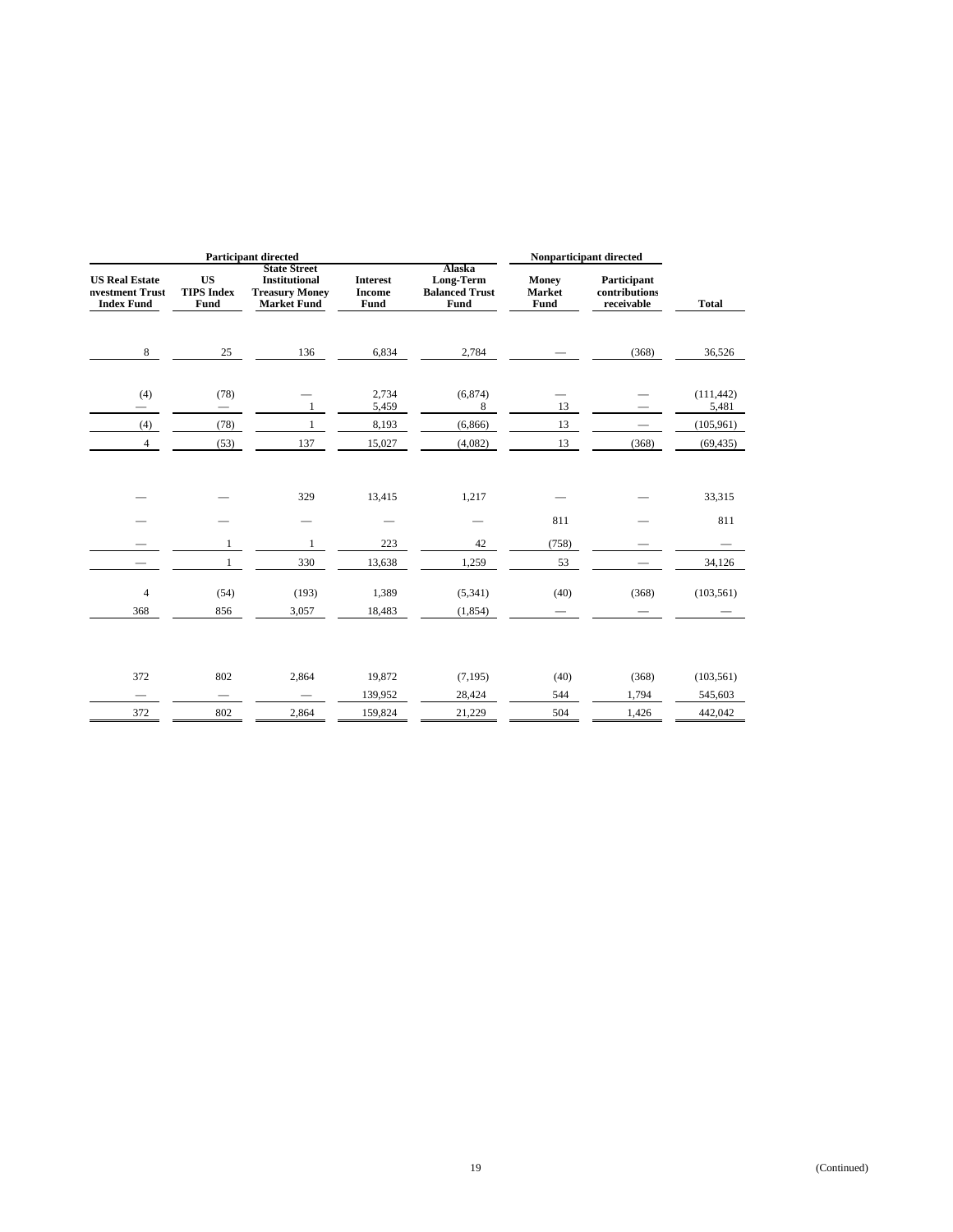| Participant directed | | | | | Nonparticipant directed | | |
|---|---|---|---|---|---|---|---|
| US Real Estate nvestment Trust Index Fund | US TIPS Index Fund | State Street Institutional Treasury Money Market Fund | Interest Income Fund | Alaska Long-Term Balanced Trust Fund | Money Market Fund | Participant contributions receivable | Total |
| 8 | 25 | 136 | 6,834 | 2,784 | — | (368) | 36,526 |
| (4) | (78) | — | 2,734 | (6,874) | — | — | (111,442) |
| — | — | 1 | 5,459 | 8 | 13 | — | 5,481 |
| (4) | (78) | 1 | 8,193 | (6,866) | 13 | — | (105,961) |
| 4 | (53) | 137 | 15,027 | (4,082) | 13 | (368) | (69,435) |
| — | — | 329 | 13,415 | 1,217 | — | — | 33,315 |
| — | — | — | — | — | 811 | — | 811 |
| — | 1 | 1 | 223 | 42 | (758) | — | — |
| — | 1 | 330 | 13,638 | 1,259 | 53 | — | 34,126 |
| 4 | (54) | (193) | 1,389 | (5,341) | (40) | (368) | (103,561) |
| 368 | 856 | 3,057 | 18,483 | (1,854) | — | — | — |
| 372 | 802 | 2,864 | 19,872 | (7,195) | (40) | (368) | (103,561) |
| — | — | — | 139,952 | 28,424 | 544 | 1,794 | 545,603 |
| 372 | 802 | 2,864 | 159,824 | 21,229 | 504 | 1,426 | 442,042 |

(Continued)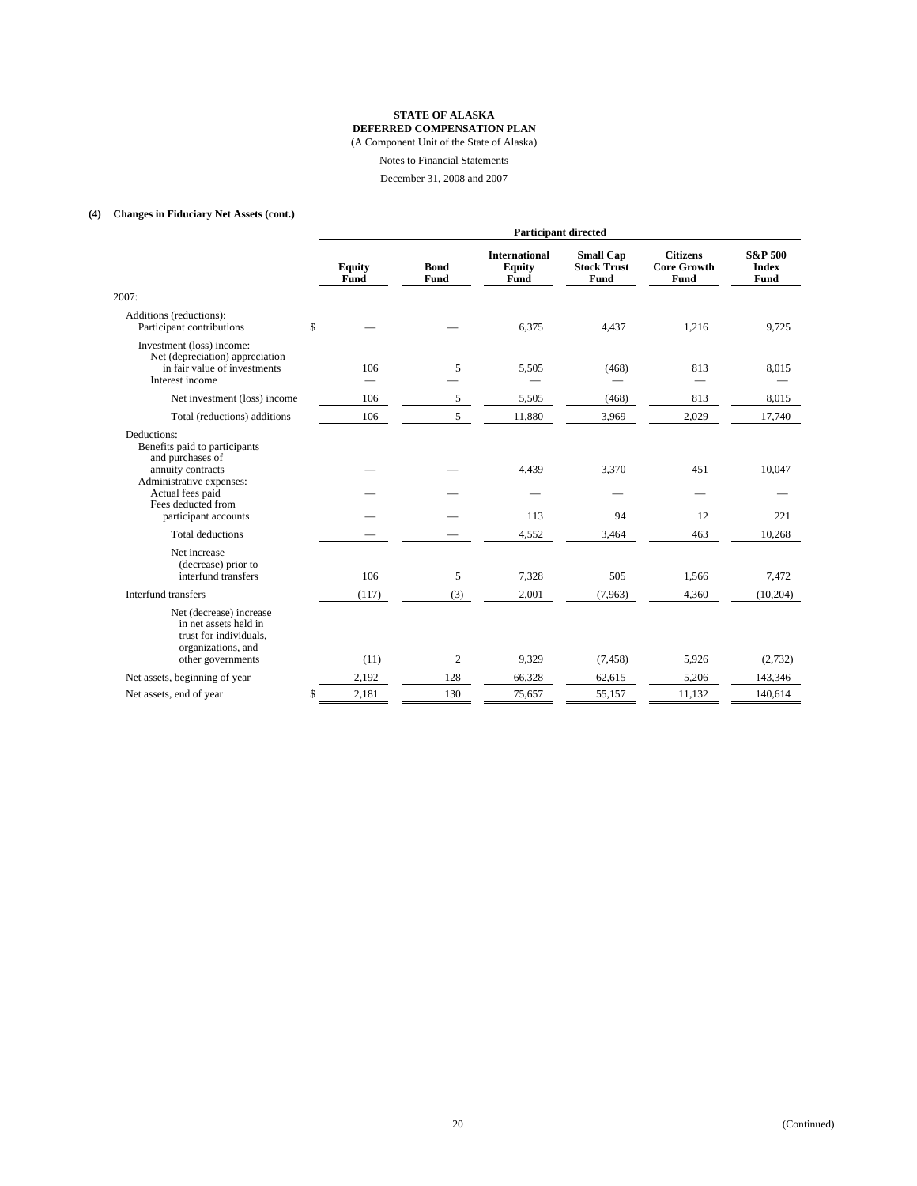**STATE OF ALASKA**
**DEFERRED COMPENSATION PLAN**
(A Component Unit of the State of Alaska)

Notes to Financial Statements

December 31, 2008 and 2007

**(4) Changes in Fiduciary Net Assets (cont.)**

| | Participant directed | | | | | |
|---|---|---|---|---|---|---|
| | **Equity Fund** | **Bond Fund** | **International Equity Fund** | **Small Cap Stock Trust Fund** | **Citizens Core Growth Fund** | **S&P 500 Index Fund** |
| 2007: | | | | | | |
| Additions (reductions): | | | | | | |
| Participant contributions | $ — | — | 6,375 | 4,437 | 1,216 | 9,725 |
| Investment (loss) income: | | | | | | |
| Net (depreciation) appreciation in fair value of investments | 106 | 5 | 5,505 | (468) | 813 | 8,015 |
| Interest income | — | — | — | — | — | — |
| Net investment (loss) income | 106 | 5 | 5,505 | (468) | 813 | 8,015 |
| Total (reductions) additions | 106 | 5 | 11,880 | 3,969 | 2,029 | 17,740 |
| Deductions: | | | | | | |
| Benefits paid to participants and purchases of annuity contracts | — | — | 4,439 | 3,370 | 451 | 10,047 |
| Administrative expenses: | | | | | | |
| Actual fees paid | — | — | — | — | — | — |
| Fees deducted from participant accounts | — | — | 113 | 94 | 12 | 221 |
| Total deductions | — | — | 4,552 | 3,464 | 463 | 10,268 |
| Net increase (decrease) prior to interfund transfers | 106 | 5 | 7,328 | 505 | 1,566 | 7,472 |
| Interfund transfers | (117) | (3) | 2,001 | (7,963) | 4,360 | (10,204) |
| Net (decrease) increase in net assets held in trust for individuals, organizations, and other governments | (11) | 2 | 9,329 | (7,458) | 5,926 | (2,732) |
| Net assets, beginning of year | 2,192 | 128 | 66,328 | 62,615 | 5,206 | 143,346 |
| Net assets, end of year | $ 2,181 | 130 | 75,657 | 55,157 | 11,132 | 140,614 |

(Continued)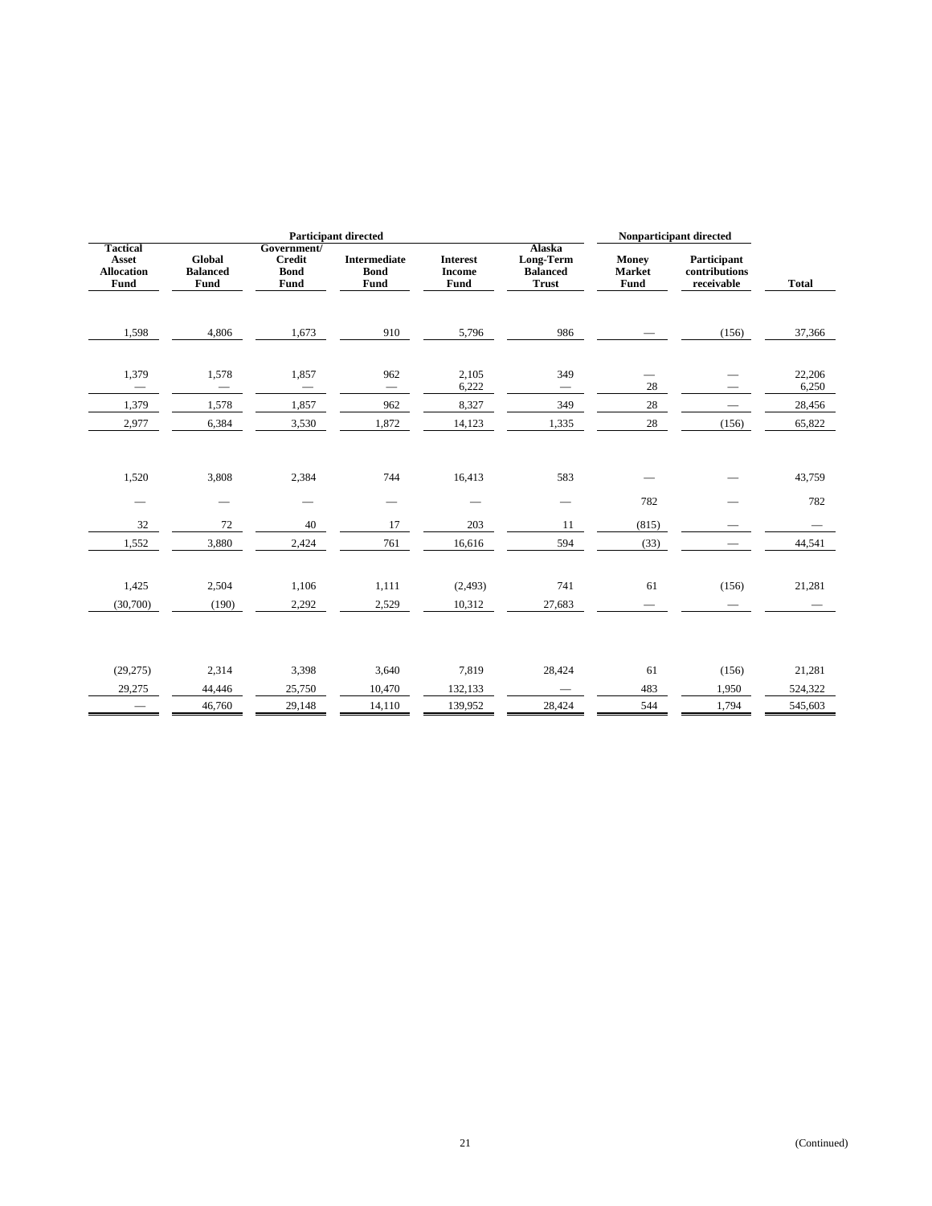| Participant directed | | | | | | Nonparticipant directed | | |
|---|---|---|---|---|---|---|---|---|
| Tactical Asset Allocation Fund | Global Balanced Fund | Government/ Credit Bond Fund | Intermediate Bond Fund | Interest Income Fund | Alaska Long-Term Balanced Trust | Money Market Fund | Participant contributions receivable | Total |
| 1,598 | 4,806 | 1,673 | 910 | 5,796 | 986 | — | (156) | 37,366 |
| 1,379 | 1,578 | 1,857 | 962 | 2,105 | 349 | — | — | 22,206 |
| — | — | — | — | 6,222 | — | 28 | — | 6,250 |
| 1,379 | 1,578 | 1,857 | 962 | 8,327 | 349 | 28 | — | 28,456 |
| 2,977 | 6,384 | 3,530 | 1,872 | 14,123 | 1,335 | 28 | (156) | 65,822 |
| 1,520 | 3,808 | 2,384 | 744 | 16,413 | 583 | — | — | 43,759 |
| — | — | — | — | — | — | 782 | — | 782 |
| 32 | 72 | 40 | 17 | 203 | 11 | (815) | — | — |
| 1,552 | 3,880 | 2,424 | 761 | 16,616 | 594 | (33) | — | 44,541 |
| 1,425 | 2,504 | 1,106 | 1,111 | (2,493) | 741 | 61 | (156) | 21,281 |
| (30,700) | (190) | 2,292 | 2,529 | 10,312 | 27,683 | — | — | — |
| (29,275) | 2,314 | 3,398 | 3,640 | 7,819 | 28,424 | 61 | (156) | 21,281 |
| 29,275 | 44,446 | 25,750 | 10,470 | 132,133 | — | 483 | 1,950 | 524,322 |
| — | 46,760 | 29,148 | 14,110 | 139,952 | 28,424 | 544 | 1,794 | 545,603 |

(Continued)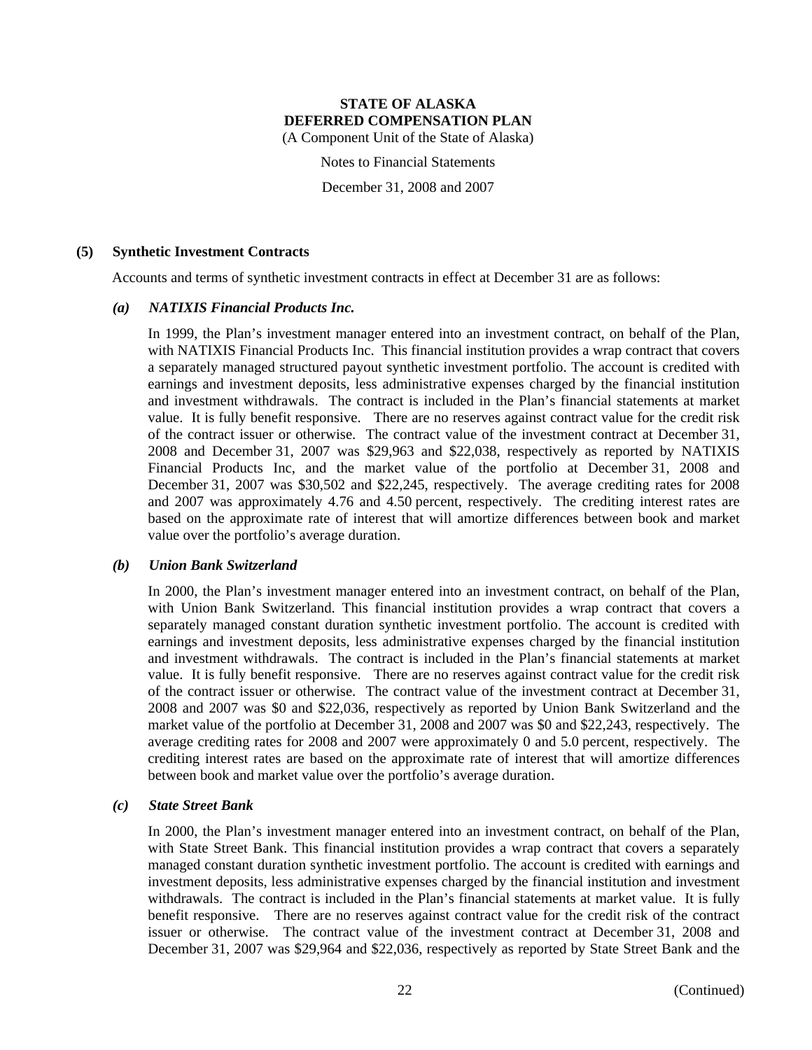### (5) Synthetic Investment Contracts

Accounts and terms of synthetic investment contracts in effect at December 31 are as follows:

#### *(a) NATIXIS Financial Products Inc.*

In 1999, the Plan's investment manager entered into an investment contract, on behalf of the Plan, with NATIXIS Financial Products Inc. This financial institution provides a wrap contract that covers a separately managed structured payout synthetic investment portfolio. The account is credited with earnings and investment deposits, less administrative expenses charged by the financial institution and investment withdrawals. The contract is included in the Plan's financial statements at market value. It is fully benefit responsive. There are no reserves against contract value for the credit risk of the contract issuer or otherwise. The contract value of the investment contract at December 31, 2008 and December 31, 2007 was $29,963 and $22,038, respectively as reported by NATIXIS Financial Products Inc, and the market value of the portfolio at December 31, 2008 and December 31, 2007 was $30,502 and $22,245, respectively. The average crediting rates for 2008 and 2007 was approximately 4.76 and 4.50 percent, respectively. The crediting interest rates are based on the approximate rate of interest that will amortize differences between book and market value over the portfolio's average duration.

#### *(b) Union Bank Switzerland*

In 2000, the Plan's investment manager entered into an investment contract, on behalf of the Plan, with Union Bank Switzerland. This financial institution provides a wrap contract that covers a separately managed constant duration synthetic investment portfolio. The account is credited with earnings and investment deposits, less administrative expenses charged by the financial institution and investment withdrawals. The contract is included in the Plan's financial statements at market value. It is fully benefit responsive. There are no reserves against contract value for the credit risk of the contract issuer or otherwise. The contract value of the investment contract at December 31, 2008 and 2007 was $0 and $22,036, respectively as reported by Union Bank Switzerland and the market value of the portfolio at December 31, 2008 and 2007 was $0 and $22,243, respectively. The average crediting rates for 2008 and 2007 were approximately 0 and 5.0 percent, respectively. The crediting interest rates are based on the approximate rate of interest that will amortize differences between book and market value over the portfolio's average duration.

#### *(c) State Street Bank*

In 2000, the Plan's investment manager entered into an investment contract, on behalf of the Plan, with State Street Bank. This financial institution provides a wrap contract that covers a separately managed constant duration synthetic investment portfolio. The account is credited with earnings and investment deposits, less administrative expenses charged by the financial institution and investment withdrawals. The contract is included in the Plan's financial statements at market value. It is fully benefit responsive. There are no reserves against contract value for the credit risk of the contract issuer or otherwise. The contract value of the investment contract at December 31, 2008 and December 31, 2007 was $29,964 and $22,036, respectively as reported by State Street Bank and the

(Continued)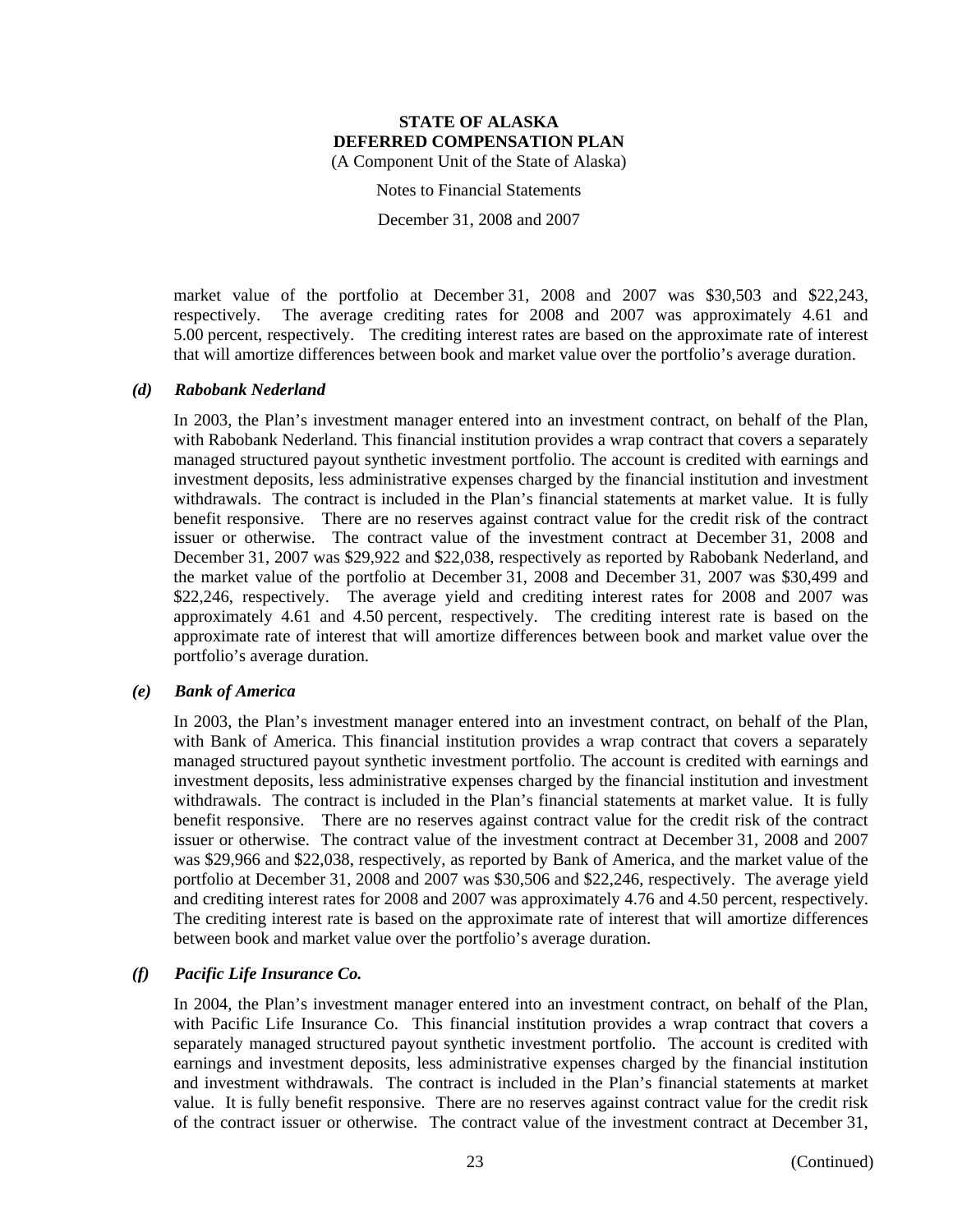market value of the portfolio at December 31, 2008 and 2007 was $30,503 and $22,243, respectively. The average crediting rates for 2008 and 2007 was approximately 4.61 and 5.00 percent, respectively. The crediting interest rates are based on the approximate rate of interest that will amortize differences between book and market value over the portfolio's average duration.

### *(d) Rabobank Nederland*

In 2003, the Plan's investment manager entered into an investment contract, on behalf of the Plan, with Rabobank Nederland. This financial institution provides a wrap contract that covers a separately managed structured payout synthetic investment portfolio. The account is credited with earnings and investment deposits, less administrative expenses charged by the financial institution and investment withdrawals. The contract is included in the Plan's financial statements at market value. It is fully benefit responsive. There are no reserves against contract value for the credit risk of the contract issuer or otherwise. The contract value of the investment contract at December 31, 2008 and December 31, 2007 was $29,922 and $22,038, respectively as reported by Rabobank Nederland, and the market value of the portfolio at December 31, 2008 and December 31, 2007 was $30,499 and $22,246, respectively. The average yield and crediting interest rates for 2008 and 2007 was approximately 4.61 and 4.50 percent, respectively. The crediting interest rate is based on the approximate rate of interest that will amortize differences between book and market value over the portfolio's average duration.

### *(e) Bank of America*

In 2003, the Plan's investment manager entered into an investment contract, on behalf of the Plan, with Bank of America. This financial institution provides a wrap contract that covers a separately managed structured payout synthetic investment portfolio. The account is credited with earnings and investment deposits, less administrative expenses charged by the financial institution and investment withdrawals. The contract is included in the Plan's financial statements at market value. It is fully benefit responsive. There are no reserves against contract value for the credit risk of the contract issuer or otherwise. The contract value of the investment contract at December 31, 2008 and 2007 was $29,966 and $22,038, respectively, as reported by Bank of America, and the market value of the portfolio at December 31, 2008 and 2007 was $30,506 and $22,246, respectively. The average yield and crediting interest rates for 2008 and 2007 was approximately 4.76 and 4.50 percent, respectively. The crediting interest rate is based on the approximate rate of interest that will amortize differences between book and market value over the portfolio's average duration.

### *(f) Pacific Life Insurance Co.*

In 2004, the Plan's investment manager entered into an investment contract, on behalf of the Plan, with Pacific Life Insurance Co. This financial institution provides a wrap contract that covers a separately managed structured payout synthetic investment portfolio. The account is credited with earnings and investment deposits, less administrative expenses charged by the financial institution and investment withdrawals. The contract is included in the Plan's financial statements at market value. It is fully benefit responsive. There are no reserves against contract value for the credit risk of the contract issuer or otherwise. The contract value of the investment contract at December 31,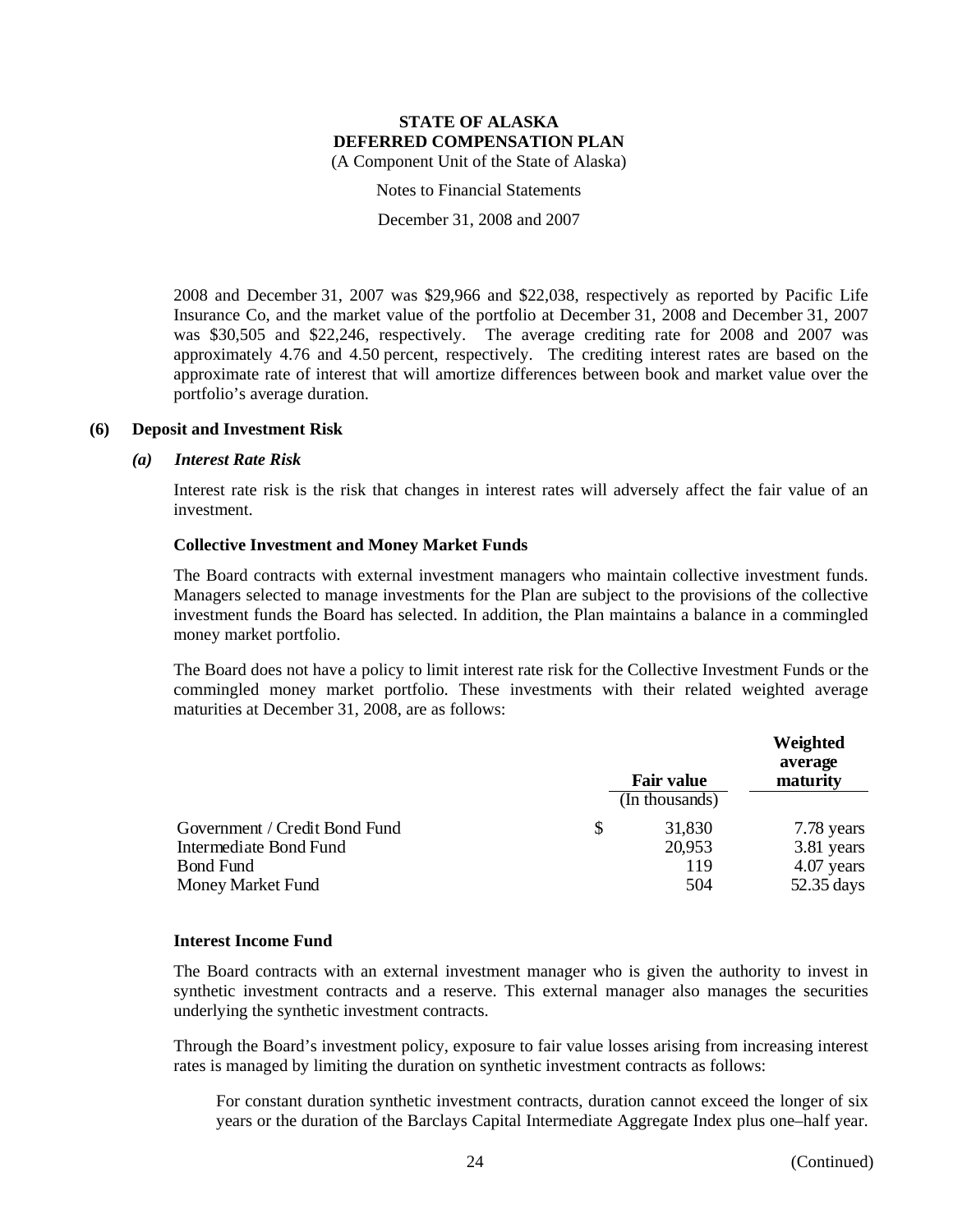2008 and December 31, 2007 was $29,966 and $22,038, respectively as reported by Pacific Life Insurance Co, and the market value of the portfolio at December 31, 2008 and December 31, 2007 was $30,505 and $22,246, respectively. The average crediting rate for 2008 and 2007 was approximately 4.76 and 4.50 percent, respectively. The crediting interest rates are based on the approximate rate of interest that will amortize differences between book and market value over the portfolio's average duration.

## (6) Deposit and Investment Risk

### *(a) Interest Rate Risk*

Interest rate risk is the risk that changes in interest rates will adversely affect the fair value of an investment.

**Collective Investment and Money Market Funds**

The Board contracts with external investment managers who maintain collective investment funds. Managers selected to manage investments for the Plan are subject to the provisions of the collective investment funds the Board has selected. In addition, the Plan maintains a balance in a commingled money market portfolio.

The Board does not have a policy to limit interest rate risk for the Collective Investment Funds or the commingled money market portfolio. These investments with their related weighted average maturities at December 31, 2008, are as follows:

| | Fair value (In thousands) | Weighted average maturity |
|---|---|---|
| Government / Credit Bond Fund | $ 31,830 | 7.78 years |
| Intermediate Bond Fund | 20,953 | 3.81 years |
| Bond Fund | 119 | 4.07 years |
| Money Market Fund | 504 | 52.35 days |

**Interest Income Fund**

The Board contracts with an external investment manager who is given the authority to invest in synthetic investment contracts and a reserve. This external manager also manages the securities underlying the synthetic investment contracts.

Through the Board's investment policy, exposure to fair value losses arising from increasing interest rates is managed by limiting the duration on synthetic investment contracts as follows:

For constant duration synthetic investment contracts, duration cannot exceed the longer of six years or the duration of the Barclays Capital Intermediate Aggregate Index plus one–half year.

(Continued)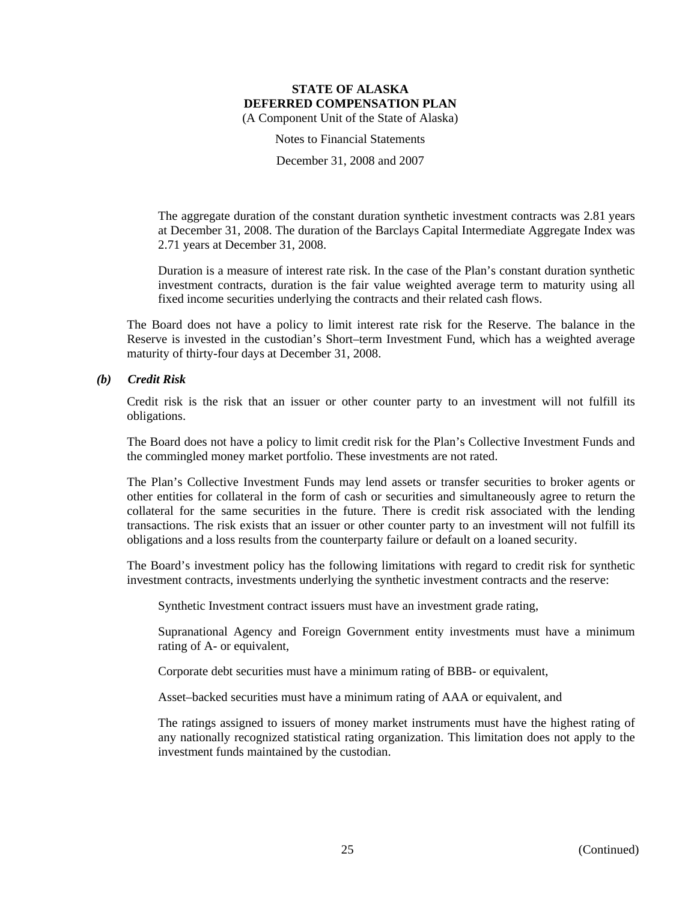The aggregate duration of the constant duration synthetic investment contracts was 2.81 years at December 31, 2008. The duration of the Barclays Capital Intermediate Aggregate Index was 2.71 years at December 31, 2008.

Duration is a measure of interest rate risk. In the case of the Plan's constant duration synthetic investment contracts, duration is the fair value weighted average term to maturity using all fixed income securities underlying the contracts and their related cash flows.

The Board does not have a policy to limit interest rate risk for the Reserve. The balance in the Reserve is invested in the custodian's Short–term Investment Fund, which has a weighted average maturity of thirty-four days at December 31, 2008.

***(b) Credit Risk***

Credit risk is the risk that an issuer or other counter party to an investment will not fulfill its obligations.

The Board does not have a policy to limit credit risk for the Plan's Collective Investment Funds and the commingled money market portfolio. These investments are not rated.

The Plan's Collective Investment Funds may lend assets or transfer securities to broker agents or other entities for collateral in the form of cash or securities and simultaneously agree to return the collateral for the same securities in the future. There is credit risk associated with the lending transactions. The risk exists that an issuer or other counter party to an investment will not fulfill its obligations and a loss results from the counterparty failure or default on a loaned security.

The Board's investment policy has the following limitations with regard to credit risk for synthetic investment contracts, investments underlying the synthetic investment contracts and the reserve:

Synthetic Investment contract issuers must have an investment grade rating,

Supranational Agency and Foreign Government entity investments must have a minimum rating of A- or equivalent,

Corporate debt securities must have a minimum rating of BBB- or equivalent,

Asset–backed securities must have a minimum rating of AAA or equivalent, and

The ratings assigned to issuers of money market instruments must have the highest rating of any nationally recognized statistical rating organization. This limitation does not apply to the investment funds maintained by the custodian.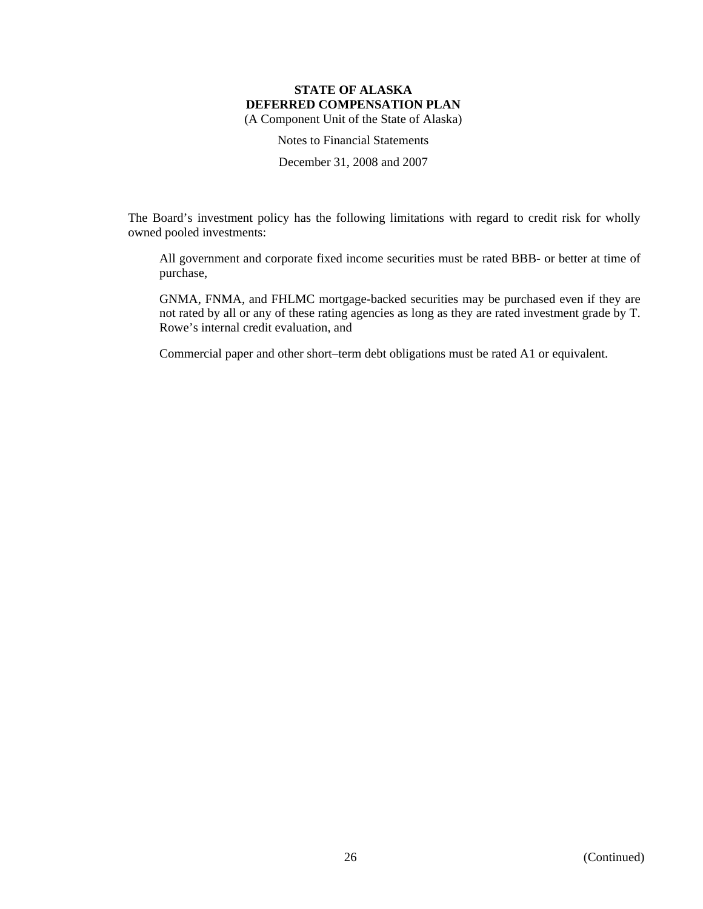The Board's investment policy has the following limitations with regard to credit risk for wholly owned pooled investments:

All government and corporate fixed income securities must be rated BBB- or better at time of purchase,

GNMA, FNMA, and FHLMC mortgage-backed securities may be purchased even if they are not rated by all or any of these rating agencies as long as they are rated investment grade by T. Rowe's internal credit evaluation, and

Commercial paper and other short–term debt obligations must be rated A1 or equivalent.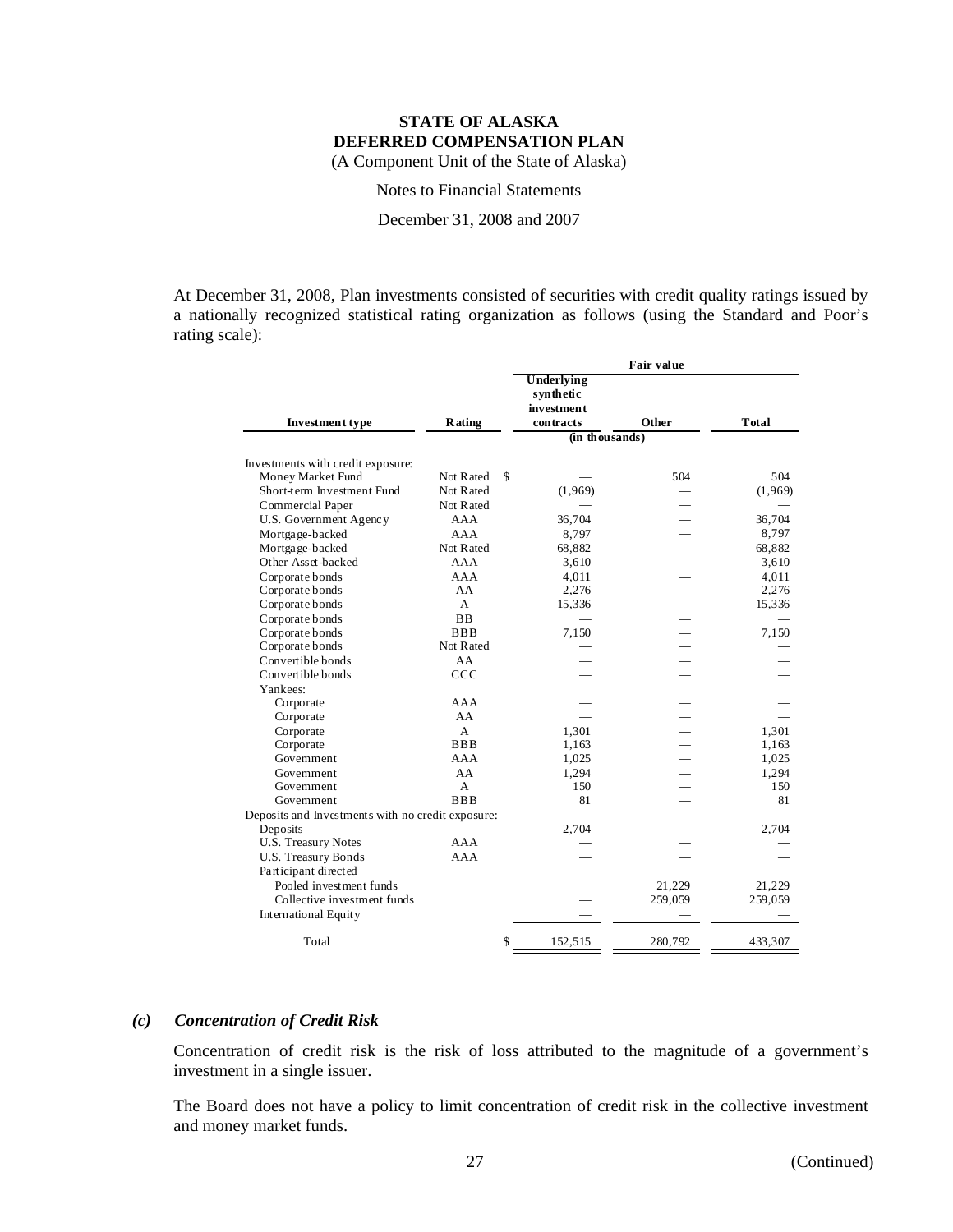**STATE OF ALASKA**
**DEFERRED COMPENSATION PLAN**
(A Component Unit of the State of Alaska)

Notes to Financial Statements

December 31, 2008 and 2007

At December 31, 2008, Plan investments consisted of securities with credit quality ratings issued by a nationally recognized statistical rating organization as follows (using the Standard and Poor's rating scale):

| Investment type | Rating | Fair value | | |
|---|---|---|---|---|
| | | Underlying synthetic investment contracts | Other | Total |
| | | (in thousands) | | |
| Investments with credit exposure: | | | | |
| Money Market Fund | Not Rated | $ — | 504 | 504 |
| Short-term Investment Fund | Not Rated | (1,969) | — | (1,969) |
| Commercial Paper | Not Rated | — | — | — |
| U.S. Government Agency | AAA | 36,704 | — | 36,704 |
| Mortgage-backed | AAA | 8,797 | — | 8,797 |
| Mortgage-backed | Not Rated | 68,882 | — | 68,882 |
| Other Asset-backed | AAA | 3,610 | — | 3,610 |
| Corporate bonds | AAA | 4,011 | — | 4,011 |
| Corporate bonds | AA | 2,276 | — | 2,276 |
| Corporate bonds | A | 15,336 | — | 15,336 |
| Corporate bonds | BB | — | — | — |
| Corporate bonds | BBB | 7,150 | — | 7,150 |
| Corporate bonds | Not Rated | — | — | — |
| Convertible bonds | AA | — | — | — |
| Convertible bonds | CCC | — | — | — |
| Yankees: | | | | |
| Corporate | AAA | — | — | — |
| Corporate | AA | — | — | — |
| Corporate | A | 1,301 | — | 1,301 |
| Corporate | BBB | 1,163 | — | 1,163 |
| Government | AAA | 1,025 | — | 1,025 |
| Government | AA | 1,294 | — | 1,294 |
| Government | A | 150 | — | 150 |
| Government | BBB | 81 | — | 81 |
| Deposits and Investments with no credit exposure: | | | | |
| Deposits | | 2,704 | — | 2,704 |
| U.S. Treasury Notes | AAA | — | — | — |
| U.S. Treasury Bonds | AAA | — | — | — |
| Participant directed | | | | |
| Pooled investment funds | | | 21,229 | 21,229 |
| Collective investment funds | | — | 259,059 | 259,059 |
| International Equity | | — | — | — |
| Total | | $ 152,515 | 280,792 | 433,307 |

### *(c) Concentration of Credit Risk*

Concentration of credit risk is the risk of loss attributed to the magnitude of a government's investment in a single issuer.

The Board does not have a policy to limit concentration of credit risk in the collective investment and money market funds.

(Continued)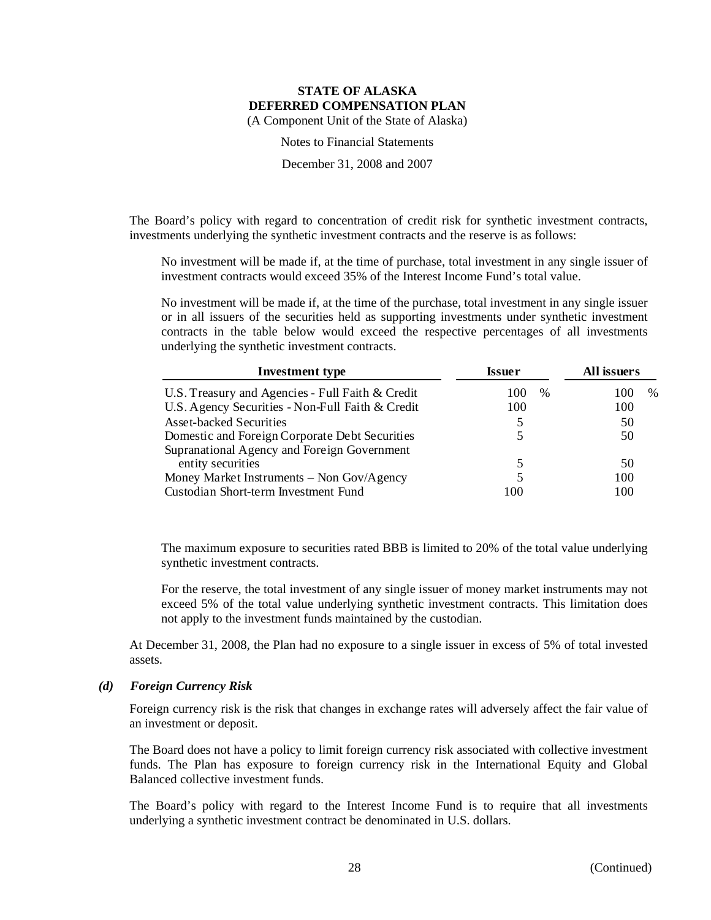The Board's policy with regard to concentration of credit risk for synthetic investment contracts, investments underlying the synthetic investment contracts and the reserve is as follows:

No investment will be made if, at the time of purchase, total investment in any single issuer of investment contracts would exceed 35% of the Interest Income Fund's total value.

No investment will be made if, at the time of the purchase, total investment in any single issuer or in all issuers of the securities held as supporting investments under synthetic investment contracts in the table below would exceed the respective percentages of all investments underlying the synthetic investment contracts.

| Investment type | Issuer | All issuers |
|---|---|---|
| U.S. Treasury and Agencies - Full Faith & Credit | 100 % | 100 % |
| U.S. Agency Securities - Non-Full Faith & Credit | 100 | 100 |
| Asset-backed Securities | 5 | 50 |
| Domestic and Foreign Corporate Debt Securities | 5 | 50 |
| Supranational Agency and Foreign Government entity securities | 5 | 50 |
| Money Market Instruments – Non Gov/Agency | 5 | 100 |
| Custodian Short-term Investment Fund | 100 | 100 |

The maximum exposure to securities rated BBB is limited to 20% of the total value underlying synthetic investment contracts.

For the reserve, the total investment of any single issuer of money market instruments may not exceed 5% of the total value underlying synthetic investment contracts. This limitation does not apply to the investment funds maintained by the custodian.

At December 31, 2008, the Plan had no exposure to a single issuer in excess of 5% of total invested assets.

### *(d) Foreign Currency Risk*

Foreign currency risk is the risk that changes in exchange rates will adversely affect the fair value of an investment or deposit.

The Board does not have a policy to limit foreign currency risk associated with collective investment funds. The Plan has exposure to foreign currency risk in the International Equity and Global Balanced collective investment funds.

The Board's policy with regard to the Interest Income Fund is to require that all investments underlying a synthetic investment contract be denominated in U.S. dollars.

(Continued)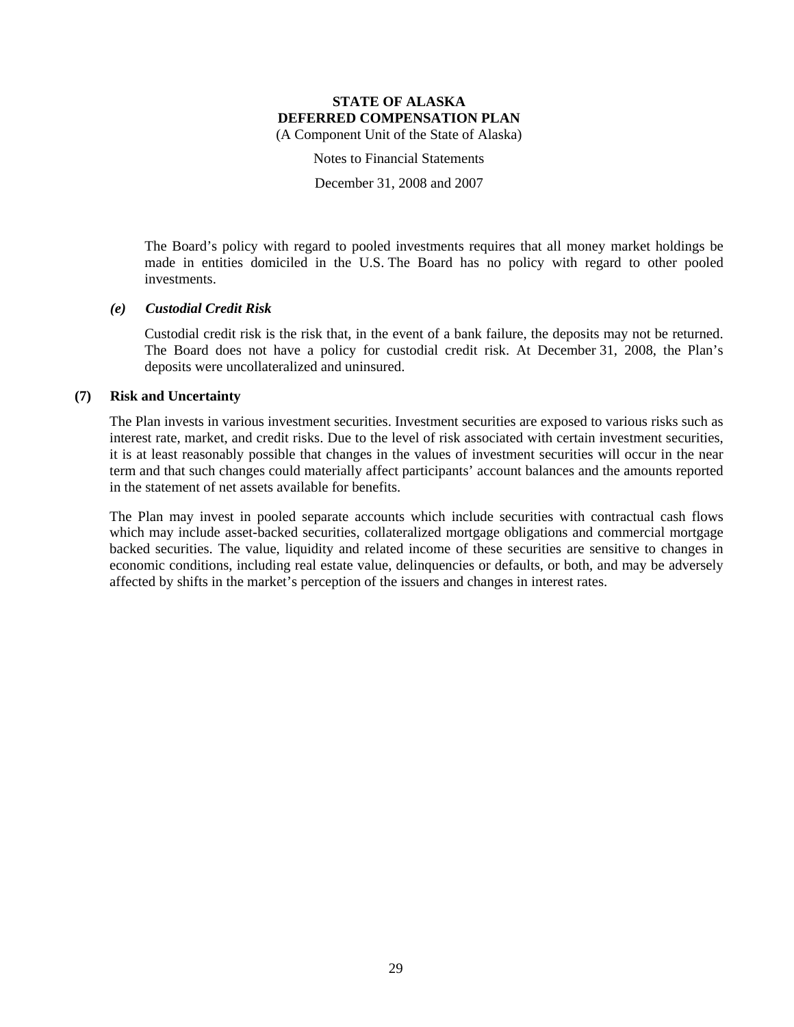The Board's policy with regard to pooled investments requires that all money market holdings be made in entities domiciled in the U.S. The Board has no policy with regard to other pooled investments.

### *(e) Custodial Credit Risk*

Custodial credit risk is the risk that, in the event of a bank failure, the deposits may not be returned. The Board does not have a policy for custodial credit risk. At December 31, 2008, the Plan's deposits were uncollateralized and uninsured.

## (7) Risk and Uncertainty

The Plan invests in various investment securities. Investment securities are exposed to various risks such as interest rate, market, and credit risks. Due to the level of risk associated with certain investment securities, it is at least reasonably possible that changes in the values of investment securities will occur in the near term and that such changes could materially affect participants' account balances and the amounts reported in the statement of net assets available for benefits.

The Plan may invest in pooled separate accounts which include securities with contractual cash flows which may include asset-backed securities, collateralized mortgage obligations and commercial mortgage backed securities. The value, liquidity and related income of these securities are sensitive to changes in economic conditions, including real estate value, delinquencies or defaults, or both, and may be adversely affected by shifts in the market's perception of the issuers and changes in interest rates.